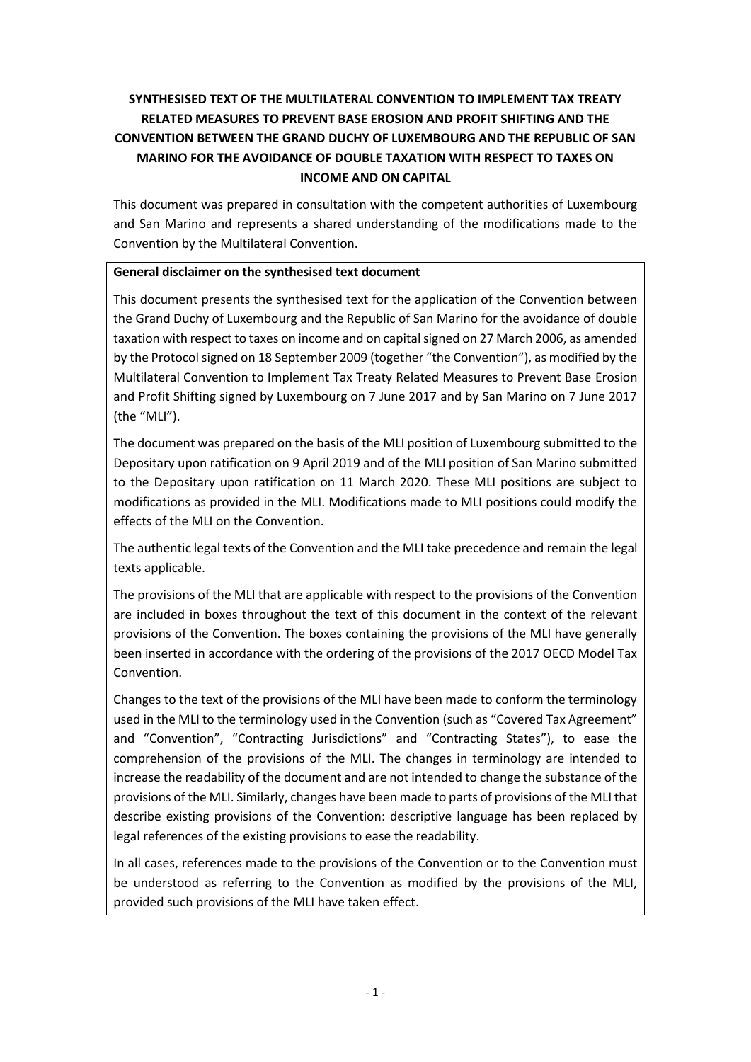# SYNTHESISED TEXT OF THE MULTILATERAL CONVENTION TO IMPLEMENT TAX TREATY RELATED MEASURES TO PREVENT BASE EROSION AND PROFIT SHIFTING AND THE CONVENTION BETWEEN THE GRAND DUCHY OF LUXEMBOURG AND THE REPUBLIC OF SAN MARINO FOR THE AVOIDANCE OF DOUBLE TAXATION WITH RESPECT TO TAXES ON INCOME AND ON CAPITAL

This document was prepared in consultation with the competent authorities of Luxembourg and San Marino and represents a shared understanding of the modifications made to the Convention by the Multilateral Convention.

**General disclaimer on the synthesised text document**

This document presents the synthesised text for the application of the Convention between the Grand Duchy of Luxembourg and the Republic of San Marino for the avoidance of double taxation with respect to taxes on income and on capital signed on 27 March 2006, as amended by the Protocol signed on 18 September 2009 (together "the Convention"), as modified by the Multilateral Convention to Implement Tax Treaty Related Measures to Prevent Base Erosion and Profit Shifting signed by Luxembourg on 7 June 2017 and by San Marino on 7 June 2017 (the "MLI").

The document was prepared on the basis of the MLI position of Luxembourg submitted to the Depositary upon ratification on 9 April 2019 and of the MLI position of San Marino submitted to the Depositary upon ratification on 11 March 2020. These MLI positions are subject to modifications as provided in the MLI. Modifications made to MLI positions could modify the effects of the MLI on the Convention.

The authentic legal texts of the Convention and the MLI take precedence and remain the legal texts applicable.

The provisions of the MLI that are applicable with respect to the provisions of the Convention are included in boxes throughout the text of this document in the context of the relevant provisions of the Convention. The boxes containing the provisions of the MLI have generally been inserted in accordance with the ordering of the provisions of the 2017 OECD Model Tax Convention.

Changes to the text of the provisions of the MLI have been made to conform the terminology used in the MLI to the terminology used in the Convention (such as "Covered Tax Agreement" and "Convention", "Contracting Jurisdictions" and "Contracting States"), to ease the comprehension of the provisions of the MLI. The changes in terminology are intended to increase the readability of the document and are not intended to change the substance of the provisions of the MLI. Similarly, changes have been made to parts of provisions of the MLI that describe existing provisions of the Convention: descriptive language has been replaced by legal references of the existing provisions to ease the readability.

In all cases, references made to the provisions of the Convention or to the Convention must be understood as referring to the Convention as modified by the provisions of the MLI, provided such provisions of the MLI have taken effect.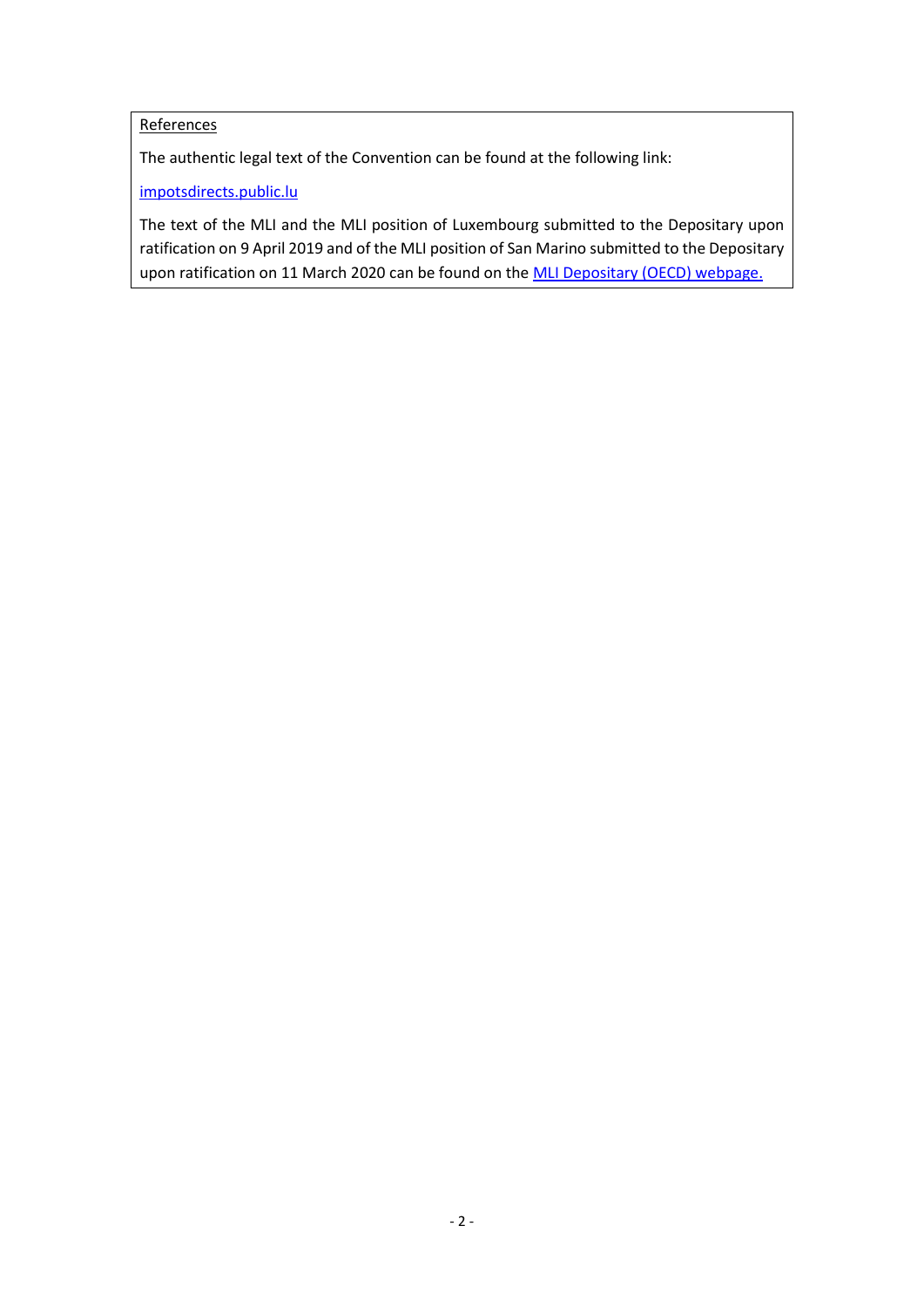References

The authentic legal text of the Convention can be found at the following link:

impotsdirects.public.lu

The text of the MLI and the MLI position of Luxembourg submitted to the Depositary upon ratification on 9 April 2019 and of the MLI position of San Marino submitted to the Depositary upon ratification on 11 March 2020 can be found on the MLI Depositary (OECD) webpage.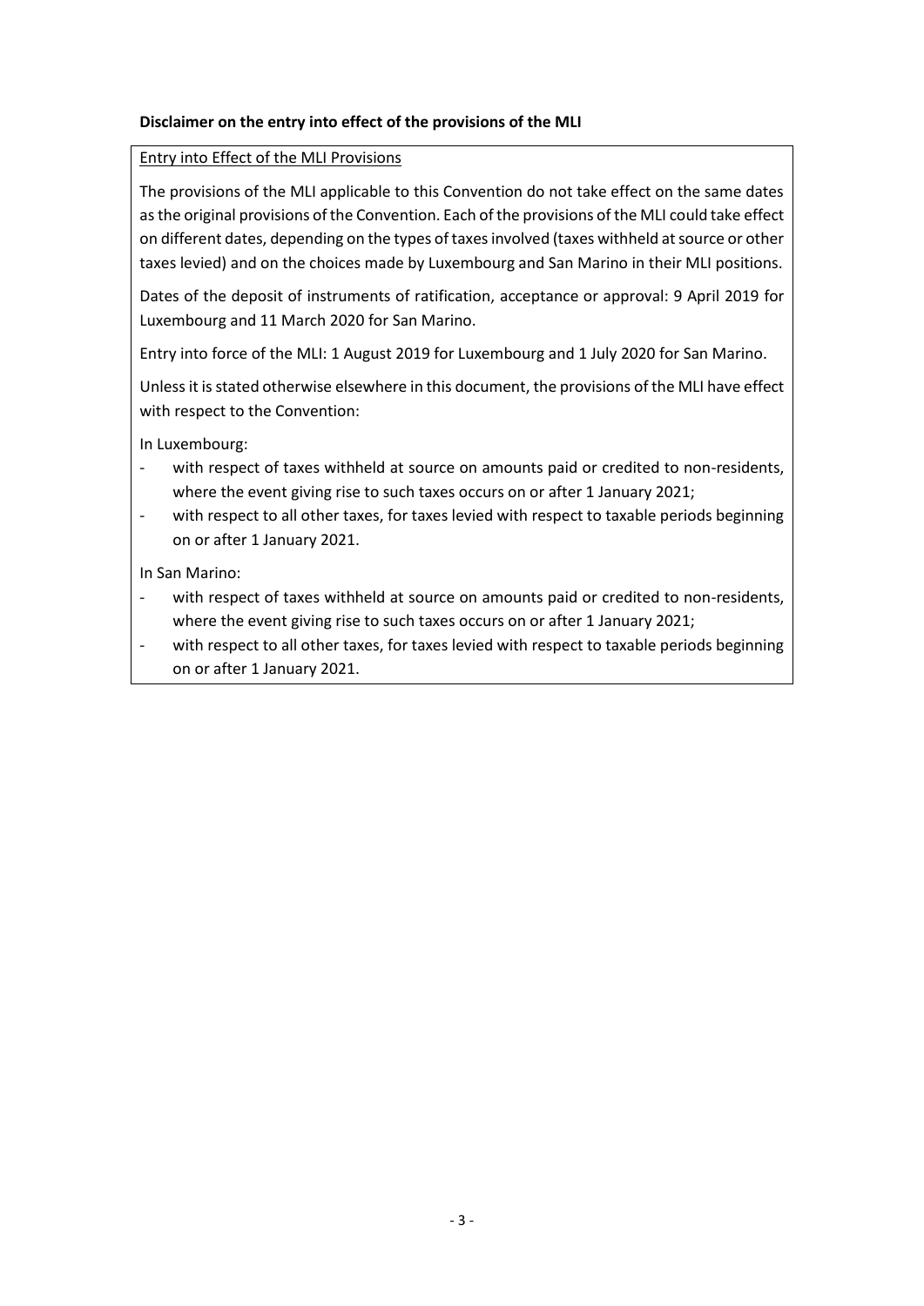**Disclaimer on the entry into effect of the provisions of the MLI**

Entry into Effect of the MLI Provisions

The provisions of the MLI applicable to this Convention do not take effect on the same dates as the original provisions of the Convention. Each of the provisions of the MLI could take effect on different dates, depending on the types of taxes involved (taxes withheld at source or other taxes levied) and on the choices made by Luxembourg and San Marino in their MLI positions.

Dates of the deposit of instruments of ratification, acceptance or approval: 9 April 2019 for Luxembourg and 11 March 2020 for San Marino.

Entry into force of the MLI: 1 August 2019 for Luxembourg and 1 July 2020 for San Marino.

Unless it is stated otherwise elsewhere in this document, the provisions of the MLI have effect with respect to the Convention:

In Luxembourg:

- with respect of taxes withheld at source on amounts paid or credited to non-residents, where the event giving rise to such taxes occurs on or after 1 January 2021;
- with respect to all other taxes, for taxes levied with respect to taxable periods beginning on or after 1 January 2021.

In San Marino:

- with respect of taxes withheld at source on amounts paid or credited to non-residents, where the event giving rise to such taxes occurs on or after 1 January 2021;
- with respect to all other taxes, for taxes levied with respect to taxable periods beginning on or after 1 January 2021.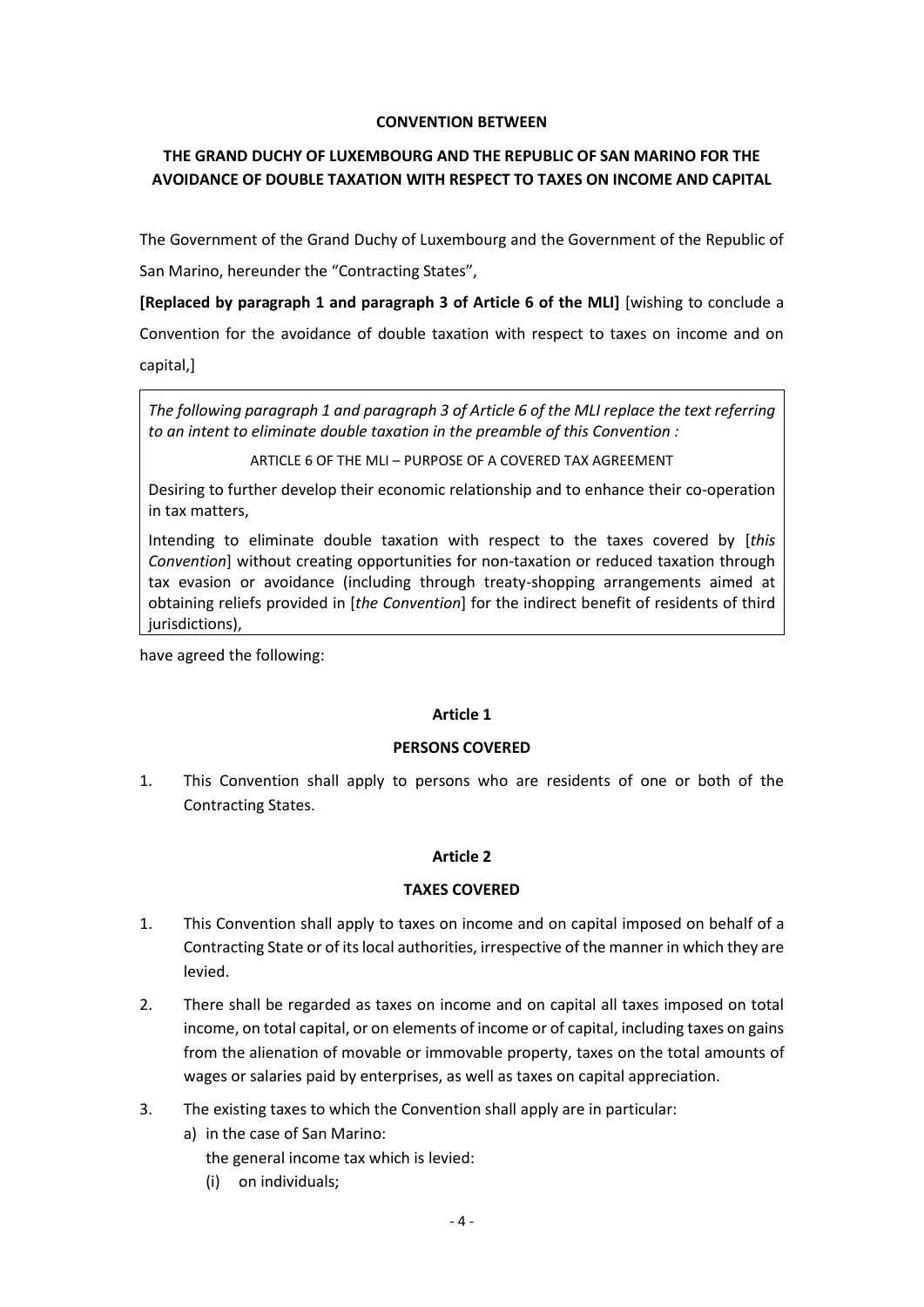**CONVENTION BETWEEN**

**THE GRAND DUCHY OF LUXEMBOURG AND THE REPUBLIC OF SAN MARINO FOR THE AVOIDANCE OF DOUBLE TAXATION WITH RESPECT TO TAXES ON INCOME AND CAPITAL**

The Government of the Grand Duchy of Luxembourg and the Government of the Republic of San Marino, hereunder the "Contracting States",

**[Replaced by paragraph 1 and paragraph 3 of Article 6 of the MLI]** [wishing to conclude a Convention for the avoidance of double taxation with respect to taxes on income and on capital,]

> *The following paragraph 1 and paragraph 3 of Article 6 of the MLI replace the text referring to an intent to eliminate double taxation in the preamble of this Convention :*
>
> ARTICLE 6 OF THE MLI – PURPOSE OF A COVERED TAX AGREEMENT
>
> Desiring to further develop their economic relationship and to enhance their co-operation in tax matters,
>
> Intending to eliminate double taxation with respect to the taxes covered by [*this Convention*] without creating opportunities for non-taxation or reduced taxation through tax evasion or avoidance (including through treaty-shopping arrangements aimed at obtaining reliefs provided in [*the Convention*] for the indirect benefit of residents of third jurisdictions),

have agreed the following:

**Article 1**

**PERSONS COVERED**

1. This Convention shall apply to persons who are residents of one or both of the Contracting States.

**Article 2**

**TAXES COVERED**

1. This Convention shall apply to taxes on income and on capital imposed on behalf of a Contracting State or of its local authorities, irrespective of the manner in which they are levied.
2. There shall be regarded as taxes on income and on capital all taxes imposed on total income, on total capital, or on elements of income or of capital, including taxes on gains from the alienation of movable or immovable property, taxes on the total amounts of wages or salaries paid by enterprises, as well as taxes on capital appreciation.
3. The existing taxes to which the Convention shall apply are in particular:
   a) in the case of San Marino:
      the general income tax which is levied:
      (i) on individuals;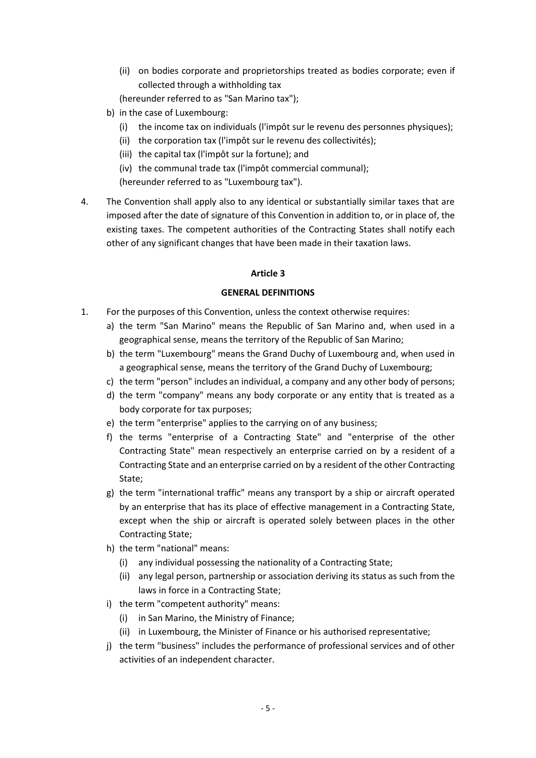(ii) on bodies corporate and proprietorships treated as bodies corporate; even if collected through a withholding tax

   (hereunder referred to as "San Marino tax");

b) in the case of Luxembourg:
   (i) the income tax on individuals (l'impôt sur le revenu des personnes physiques);
   (ii) the corporation tax (l'impôt sur le revenu des collectivités);
   (iii) the capital tax (l'impôt sur la fortune); and
   (iv) the communal trade tax (l'impôt commercial communal);

   (hereunder referred to as "Luxembourg tax").

4. The Convention shall apply also to any identical or substantially similar taxes that are imposed after the date of signature of this Convention in addition to, or in place of, the existing taxes. The competent authorities of the Contracting States shall notify each other of any significant changes that have been made in their taxation laws.

**Article 3**

**GENERAL DEFINITIONS**

1. For the purposes of this Convention, unless the context otherwise requires:
   a) the term "San Marino" means the Republic of San Marino and, when used in a geographical sense, means the territory of the Republic of San Marino;
   b) the term "Luxembourg" means the Grand Duchy of Luxembourg and, when used in a geographical sense, means the territory of the Grand Duchy of Luxembourg;
   c) the term "person" includes an individual, a company and any other body of persons;
   d) the term "company" means any body corporate or any entity that is treated as a body corporate for tax purposes;
   e) the term "enterprise" applies to the carrying on of any business;
   f) the terms "enterprise of a Contracting State" and "enterprise of the other Contracting State" mean respectively an enterprise carried on by a resident of a Contracting State and an enterprise carried on by a resident of the other Contracting State;
   g) the term "international traffic" means any transport by a ship or aircraft operated by an enterprise that has its place of effective management in a Contracting State, except when the ship or aircraft is operated solely between places in the other Contracting State;
   h) the term "national" means:
      (i) any individual possessing the nationality of a Contracting State;
      (ii) any legal person, partnership or association deriving its status as such from the laws in force in a Contracting State;
   i) the term "competent authority" means:
      (i) in San Marino, the Ministry of Finance;
      (ii) in Luxembourg, the Minister of Finance or his authorised representative;
   j) the term "business" includes the performance of professional services and of other activities of an independent character.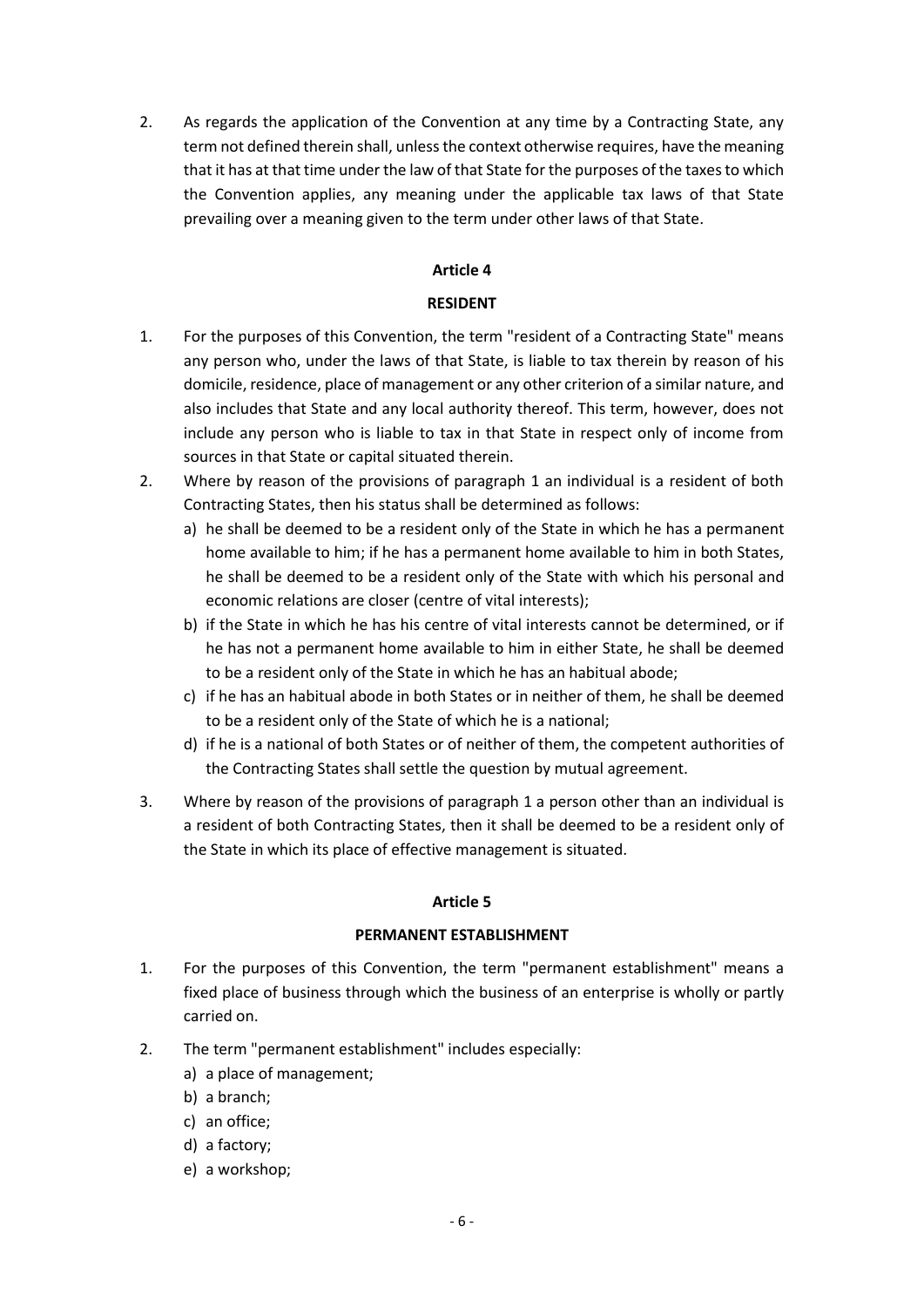2. As regards the application of the Convention at any time by a Contracting State, any term not defined therein shall, unless the context otherwise requires, have the meaning that it has at that time under the law of that State for the purposes of the taxes to which the Convention applies, any meaning under the applicable tax laws of that State prevailing over a meaning given to the term under other laws of that State.

## Article 4

## RESIDENT

1. For the purposes of this Convention, the term "resident of a Contracting State" means any person who, under the laws of that State, is liable to tax therein by reason of his domicile, residence, place of management or any other criterion of a similar nature, and also includes that State and any local authority thereof. This term, however, does not include any person who is liable to tax in that State in respect only of income from sources in that State or capital situated therein.
2. Where by reason of the provisions of paragraph 1 an individual is a resident of both Contracting States, then his status shall be determined as follows:
   a) he shall be deemed to be a resident only of the State in which he has a permanent home available to him; if he has a permanent home available to him in both States, he shall be deemed to be a resident only of the State with which his personal and economic relations are closer (centre of vital interests);
   b) if the State in which he has his centre of vital interests cannot be determined, or if he has not a permanent home available to him in either State, he shall be deemed to be a resident only of the State in which he has an habitual abode;
   c) if he has an habitual abode in both States or in neither of them, he shall be deemed to be a resident only of the State of which he is a national;
   d) if he is a national of both States or of neither of them, the competent authorities of the Contracting States shall settle the question by mutual agreement.
3. Where by reason of the provisions of paragraph 1 a person other than an individual is a resident of both Contracting States, then it shall be deemed to be a resident only of the State in which its place of effective management is situated.

## Article 5

## PERMANENT ESTABLISHMENT

1. For the purposes of this Convention, the term "permanent establishment" means a fixed place of business through which the business of an enterprise is wholly or partly carried on.
2. The term "permanent establishment" includes especially:
   a) a place of management;
   b) a branch;
   c) an office;
   d) a factory;
   e) a workshop;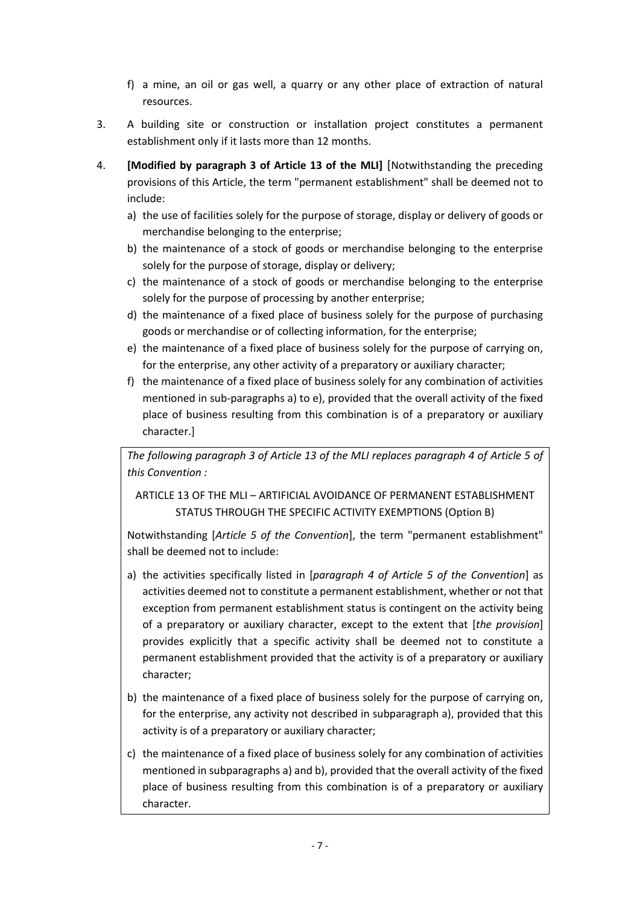f) a mine, an oil or gas well, a quarry or any other place of extraction of natural resources.

3. A building site or construction or installation project constitutes a permanent establishment only if it lasts more than 12 months.

4. **[Modified by paragraph 3 of Article 13 of the MLI]** [Notwithstanding the preceding provisions of this Article, the term "permanent establishment" shall be deemed not to include:

   a) the use of facilities solely for the purpose of storage, display or delivery of goods or merchandise belonging to the enterprise;

   b) the maintenance of a stock of goods or merchandise belonging to the enterprise solely for the purpose of storage, display or delivery;

   c) the maintenance of a stock of goods or merchandise belonging to the enterprise solely for the purpose of processing by another enterprise;

   d) the maintenance of a fixed place of business solely for the purpose of purchasing goods or merchandise or of collecting information, for the enterprise;

   e) the maintenance of a fixed place of business solely for the purpose of carrying on, for the enterprise, any other activity of a preparatory or auxiliary character;

   f) the maintenance of a fixed place of business solely for any combination of activities mentioned in sub-paragraphs a) to e), provided that the overall activity of the fixed place of business resulting from this combination is of a preparatory or auxiliary character.]

*The following paragraph 3 of Article 13 of the MLI replaces paragraph 4 of Article 5 of this Convention :*

ARTICLE 13 OF THE MLI – ARTIFICIAL AVOIDANCE OF PERMANENT ESTABLISHMENT STATUS THROUGH THE SPECIFIC ACTIVITY EXEMPTIONS (Option B)

Notwithstanding [*Article 5 of the Convention*], the term "permanent establishment" shall be deemed not to include:

a) the activities specifically listed in [*paragraph 4 of Article 5 of the Convention*] as activities deemed not to constitute a permanent establishment, whether or not that exception from permanent establishment status is contingent on the activity being of a preparatory or auxiliary character, except to the extent that [*the provision*] provides explicitly that a specific activity shall be deemed not to constitute a permanent establishment provided that the activity is of a preparatory or auxiliary character;

b) the maintenance of a fixed place of business solely for the purpose of carrying on, for the enterprise, any activity not described in subparagraph a), provided that this activity is of a preparatory or auxiliary character;

c) the maintenance of a fixed place of business solely for any combination of activities mentioned in subparagraphs a) and b), provided that the overall activity of the fixed place of business resulting from this combination is of a preparatory or auxiliary character.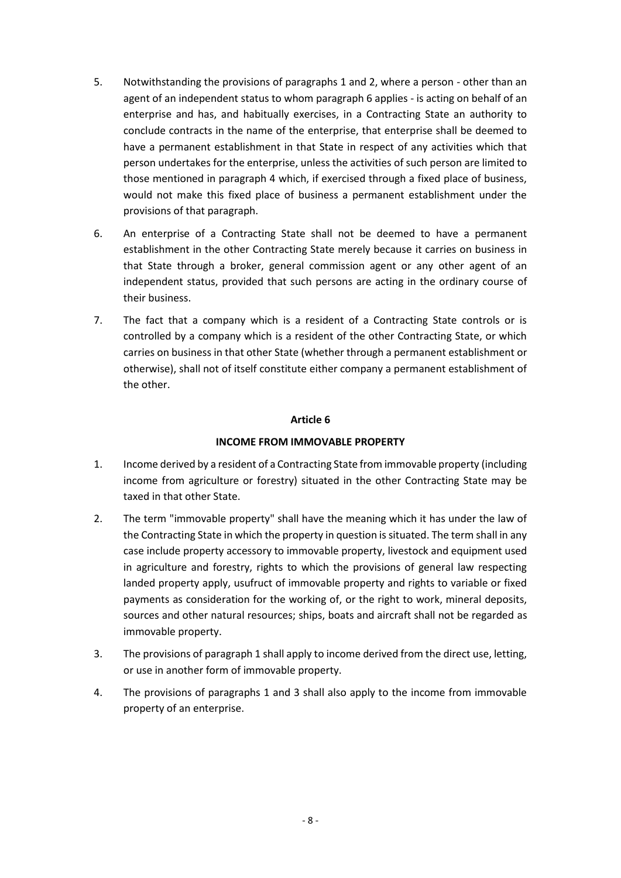5. Notwithstanding the provisions of paragraphs 1 and 2, where a person - other than an agent of an independent status to whom paragraph 6 applies - is acting on behalf of an enterprise and has, and habitually exercises, in a Contracting State an authority to conclude contracts in the name of the enterprise, that enterprise shall be deemed to have a permanent establishment in that State in respect of any activities which that person undertakes for the enterprise, unless the activities of such person are limited to those mentioned in paragraph 4 which, if exercised through a fixed place of business, would not make this fixed place of business a permanent establishment under the provisions of that paragraph.

6. An enterprise of a Contracting State shall not be deemed to have a permanent establishment in the other Contracting State merely because it carries on business in that State through a broker, general commission agent or any other agent of an independent status, provided that such persons are acting in the ordinary course of their business.

7. The fact that a company which is a resident of a Contracting State controls or is controlled by a company which is a resident of the other Contracting State, or which carries on business in that other State (whether through a permanent establishment or otherwise), shall not of itself constitute either company a permanent establishment of the other.

## Article 6

## INCOME FROM IMMOVABLE PROPERTY

1. Income derived by a resident of a Contracting State from immovable property (including income from agriculture or forestry) situated in the other Contracting State may be taxed in that other State.

2. The term "immovable property" shall have the meaning which it has under the law of the Contracting State in which the property in question is situated. The term shall in any case include property accessory to immovable property, livestock and equipment used in agriculture and forestry, rights to which the provisions of general law respecting landed property apply, usufruct of immovable property and rights to variable or fixed payments as consideration for the working of, or the right to work, mineral deposits, sources and other natural resources; ships, boats and aircraft shall not be regarded as immovable property.

3. The provisions of paragraph 1 shall apply to income derived from the direct use, letting, or use in another form of immovable property.

4. The provisions of paragraphs 1 and 3 shall also apply to the income from immovable property of an enterprise.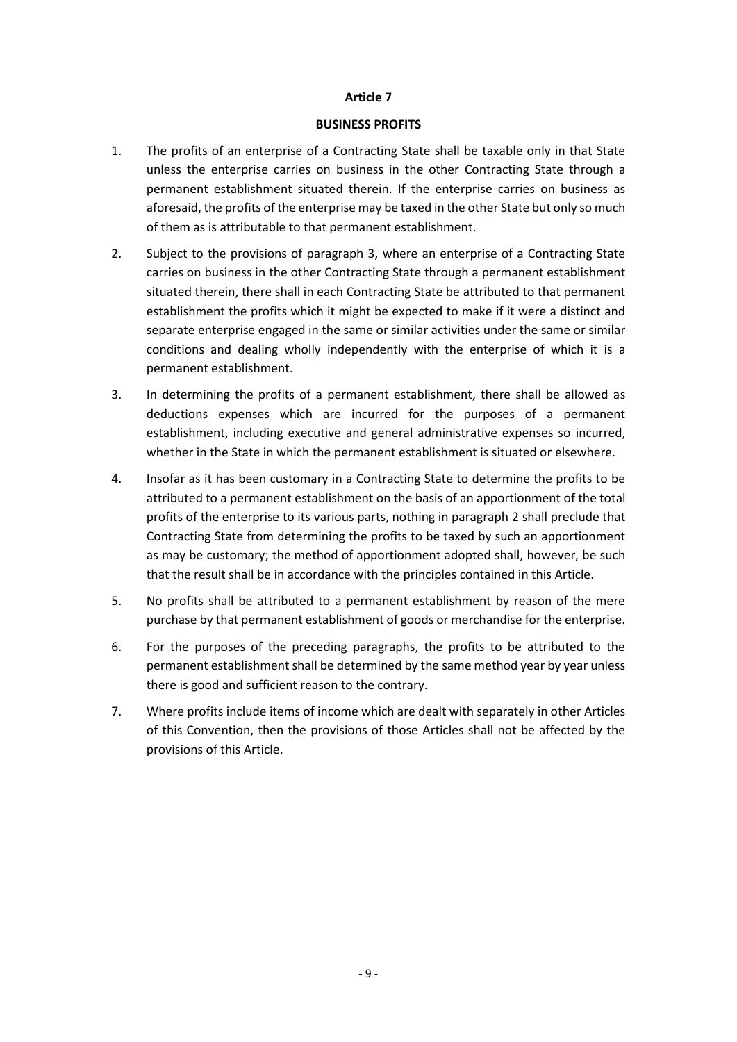## Article 7

### BUSINESS PROFITS

1. The profits of an enterprise of a Contracting State shall be taxable only in that State unless the enterprise carries on business in the other Contracting State through a permanent establishment situated therein. If the enterprise carries on business as aforesaid, the profits of the enterprise may be taxed in the other State but only so much of them as is attributable to that permanent establishment.

2. Subject to the provisions of paragraph 3, where an enterprise of a Contracting State carries on business in the other Contracting State through a permanent establishment situated therein, there shall in each Contracting State be attributed to that permanent establishment the profits which it might be expected to make if it were a distinct and separate enterprise engaged in the same or similar activities under the same or similar conditions and dealing wholly independently with the enterprise of which it is a permanent establishment.

3. In determining the profits of a permanent establishment, there shall be allowed as deductions expenses which are incurred for the purposes of a permanent establishment, including executive and general administrative expenses so incurred, whether in the State in which the permanent establishment is situated or elsewhere.

4. Insofar as it has been customary in a Contracting State to determine the profits to be attributed to a permanent establishment on the basis of an apportionment of the total profits of the enterprise to its various parts, nothing in paragraph 2 shall preclude that Contracting State from determining the profits to be taxed by such an apportionment as may be customary; the method of apportionment adopted shall, however, be such that the result shall be in accordance with the principles contained in this Article.

5. No profits shall be attributed to a permanent establishment by reason of the mere purchase by that permanent establishment of goods or merchandise for the enterprise.

6. For the purposes of the preceding paragraphs, the profits to be attributed to the permanent establishment shall be determined by the same method year by year unless there is good and sufficient reason to the contrary.

7. Where profits include items of income which are dealt with separately in other Articles of this Convention, then the provisions of those Articles shall not be affected by the provisions of this Article.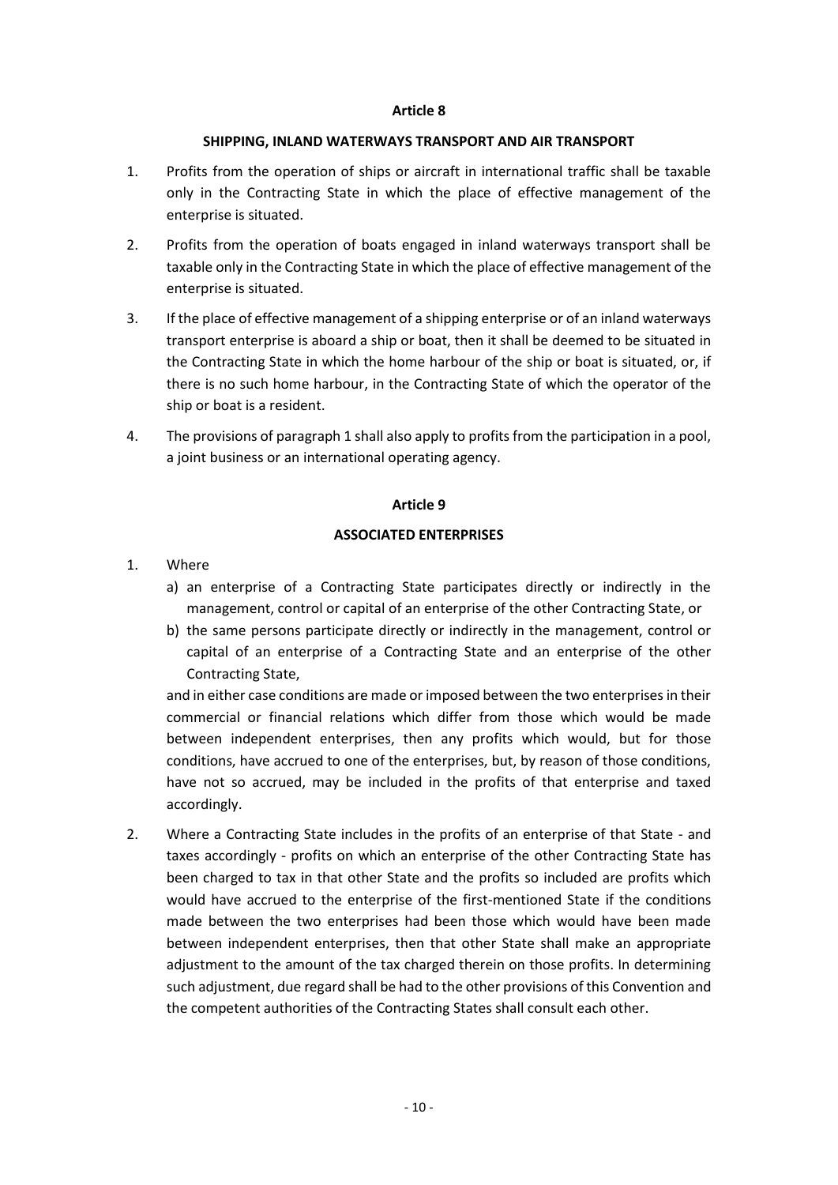## Article 8

### SHIPPING, INLAND WATERWAYS TRANSPORT AND AIR TRANSPORT

1. Profits from the operation of ships or aircraft in international traffic shall be taxable only in the Contracting State in which the place of effective management of the enterprise is situated.

2. Profits from the operation of boats engaged in inland waterways transport shall be taxable only in the Contracting State in which the place of effective management of the enterprise is situated.

3. If the place of effective management of a shipping enterprise or of an inland waterways transport enterprise is aboard a ship or boat, then it shall be deemed to be situated in the Contracting State in which the home harbour of the ship or boat is situated, or, if there is no such home harbour, in the Contracting State of which the operator of the ship or boat is a resident.

4. The provisions of paragraph 1 shall also apply to profits from the participation in a pool, a joint business or an international operating agency.

## Article 9

### ASSOCIATED ENTERPRISES

1. Where
   a) an enterprise of a Contracting State participates directly or indirectly in the management, control or capital of an enterprise of the other Contracting State, or
   b) the same persons participate directly or indirectly in the management, control or capital of an enterprise of a Contracting State and an enterprise of the other Contracting State,

   and in either case conditions are made or imposed between the two enterprises in their commercial or financial relations which differ from those which would be made between independent enterprises, then any profits which would, but for those conditions, have accrued to one of the enterprises, but, by reason of those conditions, have not so accrued, may be included in the profits of that enterprise and taxed accordingly.

2. Where a Contracting State includes in the profits of an enterprise of that State - and taxes accordingly - profits on which an enterprise of the other Contracting State has been charged to tax in that other State and the profits so included are profits which would have accrued to the enterprise of the first-mentioned State if the conditions made between the two enterprises had been those which would have been made between independent enterprises, then that other State shall make an appropriate adjustment to the amount of the tax charged therein on those profits. In determining such adjustment, due regard shall be had to the other provisions of this Convention and the competent authorities of the Contracting States shall consult each other.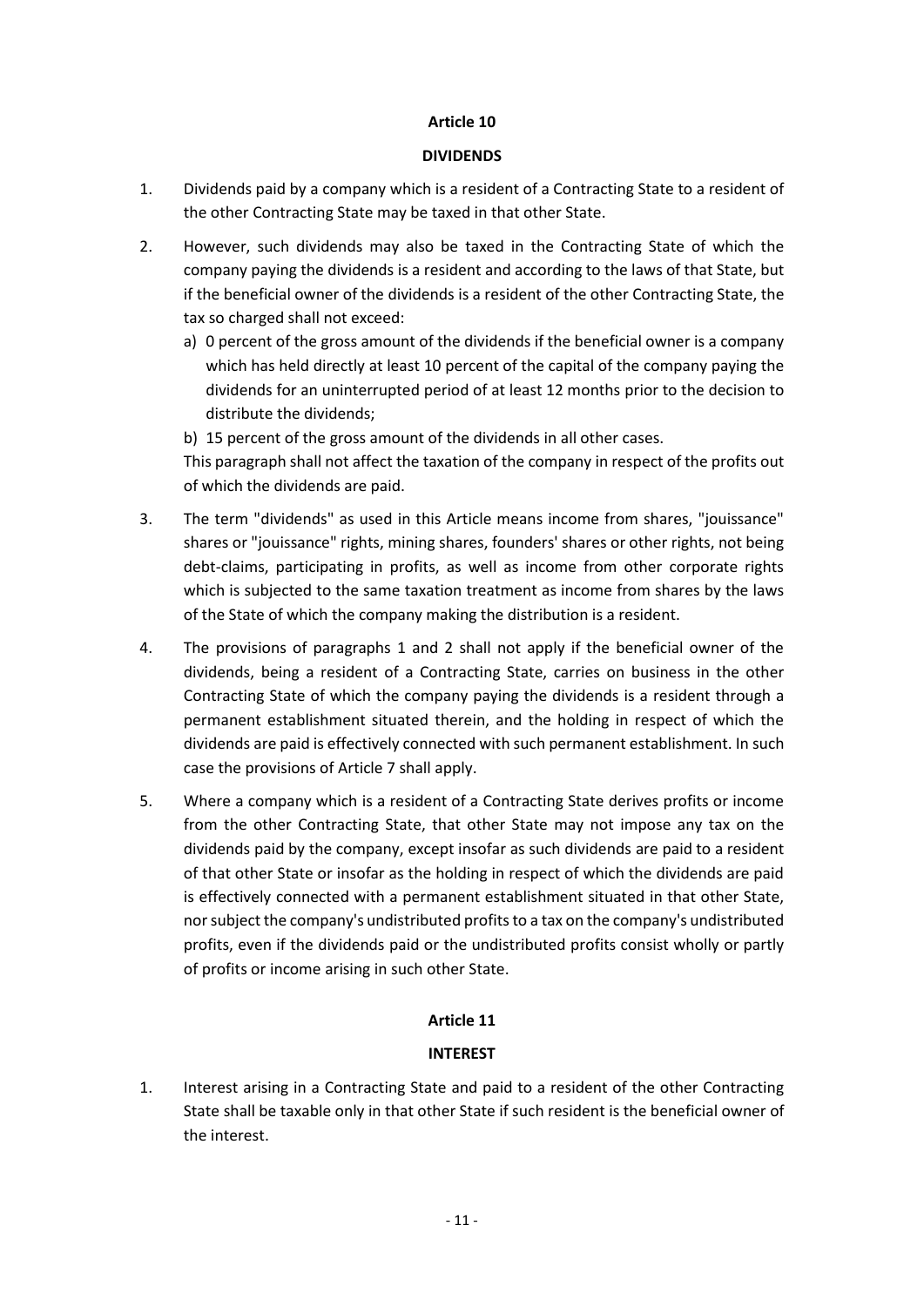## Article 10

### DIVIDENDS

1. Dividends paid by a company which is a resident of a Contracting State to a resident of the other Contracting State may be taxed in that other State.

2. However, such dividends may also be taxed in the Contracting State of which the company paying the dividends is a resident and according to the laws of that State, but if the beneficial owner of the dividends is a resident of the other Contracting State, the tax so charged shall not exceed:
   a) 0 percent of the gross amount of the dividends if the beneficial owner is a company which has held directly at least 10 percent of the capital of the company paying the dividends for an uninterrupted period of at least 12 months prior to the decision to distribute the dividends;
   b) 15 percent of the gross amount of the dividends in all other cases.

   This paragraph shall not affect the taxation of the company in respect of the profits out of which the dividends are paid.

3. The term "dividends" as used in this Article means income from shares, "jouissance" shares or "jouissance" rights, mining shares, founders' shares or other rights, not being debt-claims, participating in profits, as well as income from other corporate rights which is subjected to the same taxation treatment as income from shares by the laws of the State of which the company making the distribution is a resident.

4. The provisions of paragraphs 1 and 2 shall not apply if the beneficial owner of the dividends, being a resident of a Contracting State, carries on business in the other Contracting State of which the company paying the dividends is a resident through a permanent establishment situated therein, and the holding in respect of which the dividends are paid is effectively connected with such permanent establishment. In such case the provisions of Article 7 shall apply.

5. Where a company which is a resident of a Contracting State derives profits or income from the other Contracting State, that other State may not impose any tax on the dividends paid by the company, except insofar as such dividends are paid to a resident of that other State or insofar as the holding in respect of which the dividends are paid is effectively connected with a permanent establishment situated in that other State, nor subject the company's undistributed profits to a tax on the company's undistributed profits, even if the dividends paid or the undistributed profits consist wholly or partly of profits or income arising in such other State.

## Article 11

### INTEREST

1. Interest arising in a Contracting State and paid to a resident of the other Contracting State shall be taxable only in that other State if such resident is the beneficial owner of the interest.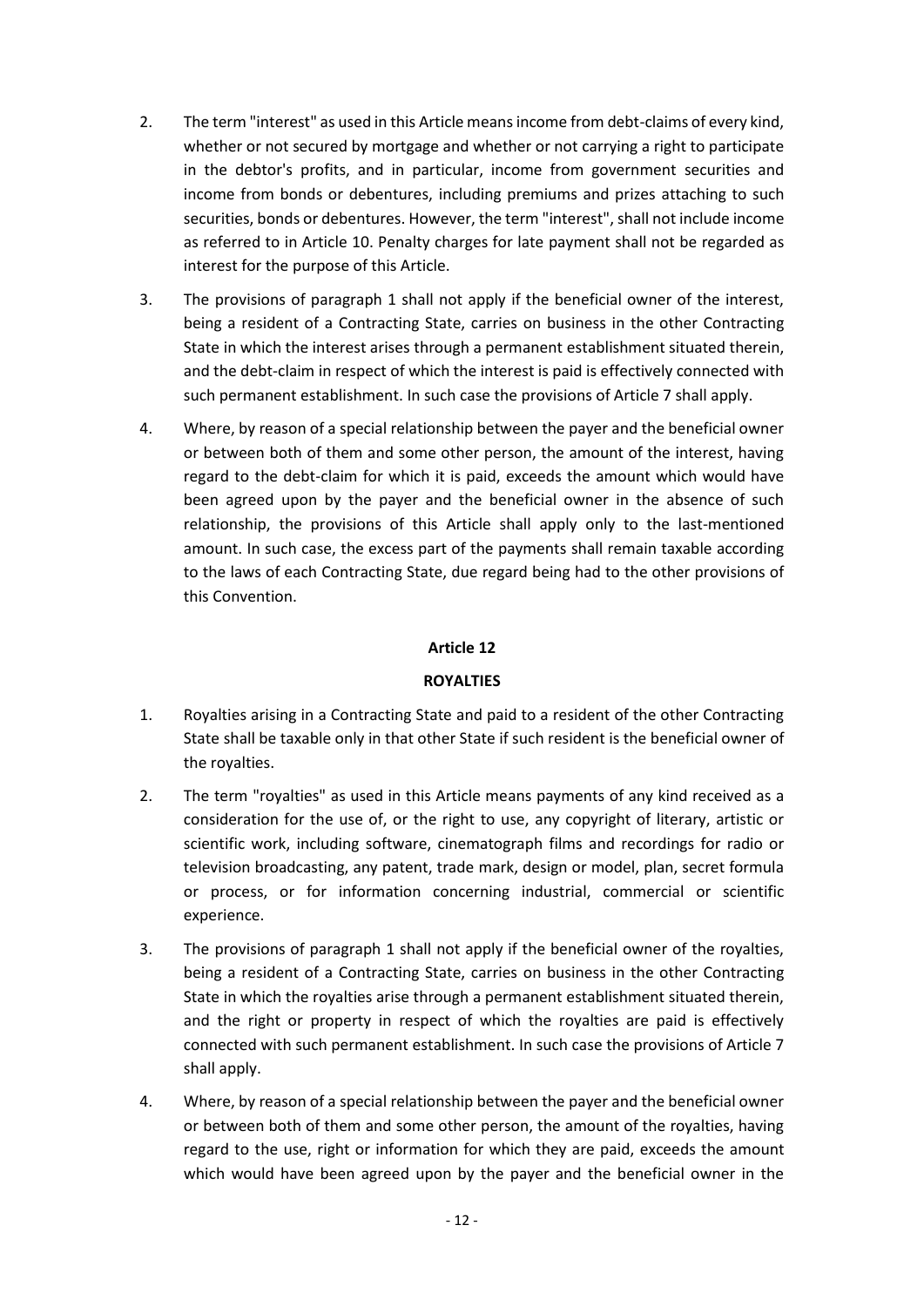2. The term "interest" as used in this Article means income from debt-claims of every kind, whether or not secured by mortgage and whether or not carrying a right to participate in the debtor's profits, and in particular, income from government securities and income from bonds or debentures, including premiums and prizes attaching to such securities, bonds or debentures. However, the term "interest", shall not include income as referred to in Article 10. Penalty charges for late payment shall not be regarded as interest for the purpose of this Article.

3. The provisions of paragraph 1 shall not apply if the beneficial owner of the interest, being a resident of a Contracting State, carries on business in the other Contracting State in which the interest arises through a permanent establishment situated therein, and the debt-claim in respect of which the interest is paid is effectively connected with such permanent establishment. In such case the provisions of Article 7 shall apply.

4. Where, by reason of a special relationship between the payer and the beneficial owner or between both of them and some other person, the amount of the interest, having regard to the debt-claim for which it is paid, exceeds the amount which would have been agreed upon by the payer and the beneficial owner in the absence of such relationship, the provisions of this Article shall apply only to the last-mentioned amount. In such case, the excess part of the payments shall remain taxable according to the laws of each Contracting State, due regard being had to the other provisions of this Convention.

## Article 12

## ROYALTIES

1. Royalties arising in a Contracting State and paid to a resident of the other Contracting State shall be taxable only in that other State if such resident is the beneficial owner of the royalties.

2. The term "royalties" as used in this Article means payments of any kind received as a consideration for the use of, or the right to use, any copyright of literary, artistic or scientific work, including software, cinematograph films and recordings for radio or television broadcasting, any patent, trade mark, design or model, plan, secret formula or process, or for information concerning industrial, commercial or scientific experience.

3. The provisions of paragraph 1 shall not apply if the beneficial owner of the royalties, being a resident of a Contracting State, carries on business in the other Contracting State in which the royalties arise through a permanent establishment situated therein, and the right or property in respect of which the royalties are paid is effectively connected with such permanent establishment. In such case the provisions of Article 7 shall apply.

4. Where, by reason of a special relationship between the payer and the beneficial owner or between both of them and some other person, the amount of the royalties, having regard to the use, right or information for which they are paid, exceeds the amount which would have been agreed upon by the payer and the beneficial owner in the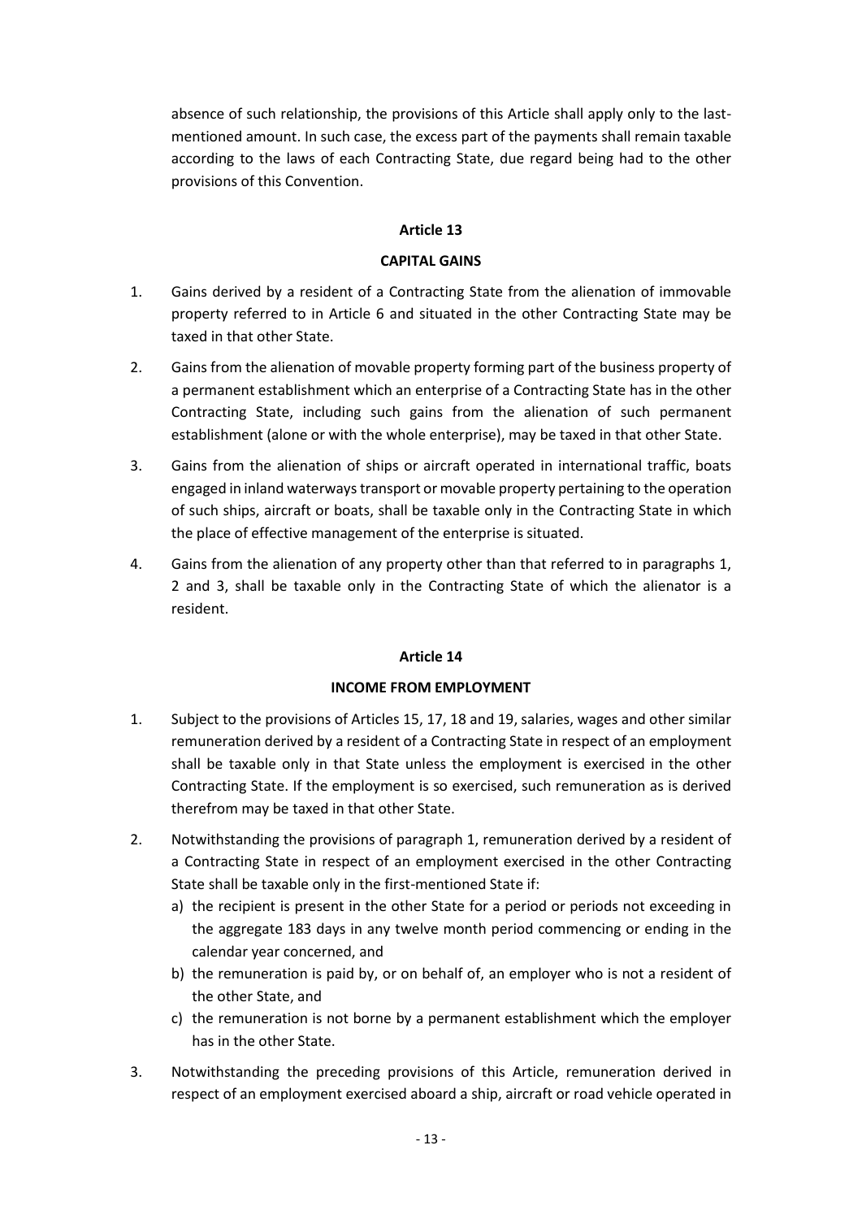absence of such relationship, the provisions of this Article shall apply only to the last-mentioned amount. In such case, the excess part of the payments shall remain taxable according to the laws of each Contracting State, due regard being had to the other provisions of this Convention.

## Article 13

### CAPITAL GAINS

1. Gains derived by a resident of a Contracting State from the alienation of immovable property referred to in Article 6 and situated in the other Contracting State may be taxed in that other State.

2. Gains from the alienation of movable property forming part of the business property of a permanent establishment which an enterprise of a Contracting State has in the other Contracting State, including such gains from the alienation of such permanent establishment (alone or with the whole enterprise), may be taxed in that other State.

3. Gains from the alienation of ships or aircraft operated in international traffic, boats engaged in inland waterways transport or movable property pertaining to the operation of such ships, aircraft or boats, shall be taxable only in the Contracting State in which the place of effective management of the enterprise is situated.

4. Gains from the alienation of any property other than that referred to in paragraphs 1, 2 and 3, shall be taxable only in the Contracting State of which the alienator is a resident.

## Article 14

### INCOME FROM EMPLOYMENT

1. Subject to the provisions of Articles 15, 17, 18 and 19, salaries, wages and other similar remuneration derived by a resident of a Contracting State in respect of an employment shall be taxable only in that State unless the employment is exercised in the other Contracting State. If the employment is so exercised, such remuneration as is derived therefrom may be taxed in that other State.

2. Notwithstanding the provisions of paragraph 1, remuneration derived by a resident of a Contracting State in respect of an employment exercised in the other Contracting State shall be taxable only in the first-mentioned State if:
   a) the recipient is present in the other State for a period or periods not exceeding in the aggregate 183 days in any twelve month period commencing or ending in the calendar year concerned, and
   b) the remuneration is paid by, or on behalf of, an employer who is not a resident of the other State, and
   c) the remuneration is not borne by a permanent establishment which the employer has in the other State.

3. Notwithstanding the preceding provisions of this Article, remuneration derived in respect of an employment exercised aboard a ship, aircraft or road vehicle operated in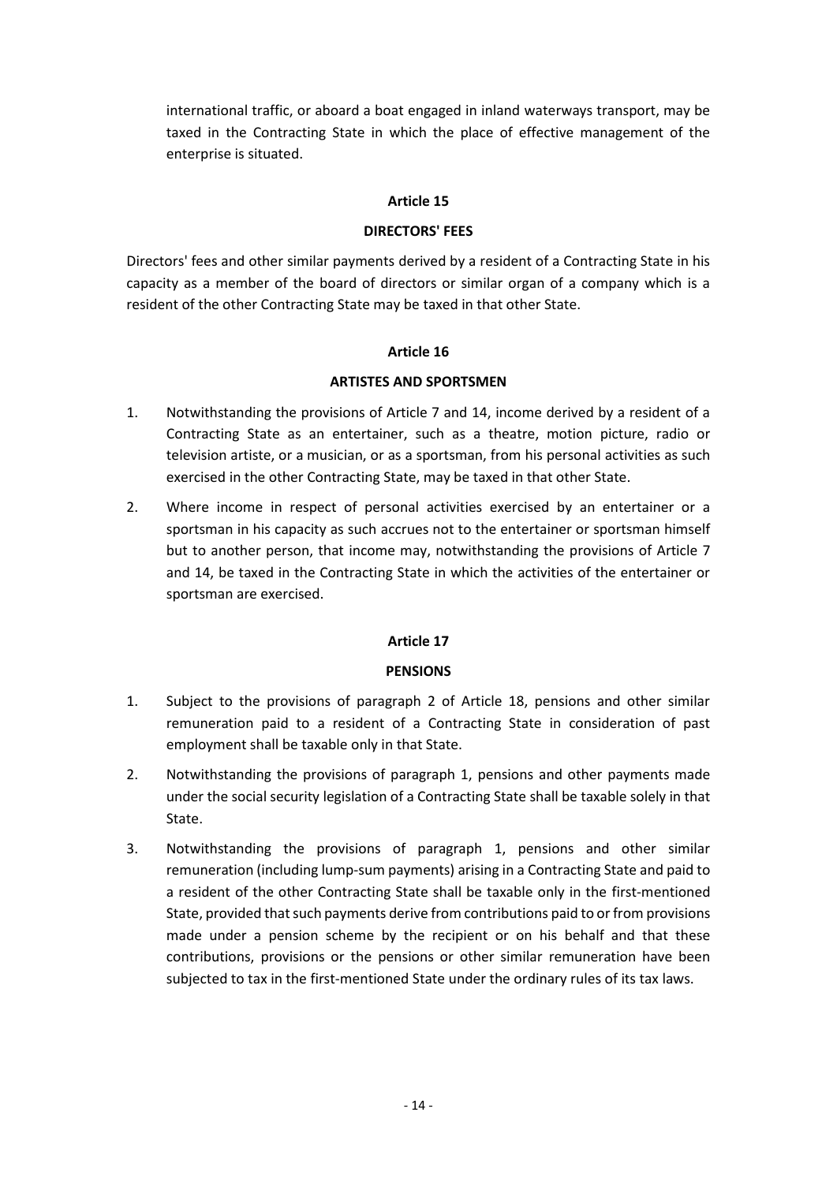international traffic, or aboard a boat engaged in inland waterways transport, may be taxed in the Contracting State in which the place of effective management of the enterprise is situated.

**Article 15**

**DIRECTORS' FEES**

Directors' fees and other similar payments derived by a resident of a Contracting State in his capacity as a member of the board of directors or similar organ of a company which is a resident of the other Contracting State may be taxed in that other State.

**Article 16**

**ARTISTES AND SPORTSMEN**

1. Notwithstanding the provisions of Article 7 and 14, income derived by a resident of a Contracting State as an entertainer, such as a theatre, motion picture, radio or television artiste, or a musician, or as a sportsman, from his personal activities as such exercised in the other Contracting State, may be taxed in that other State.

2. Where income in respect of personal activities exercised by an entertainer or a sportsman in his capacity as such accrues not to the entertainer or sportsman himself but to another person, that income may, notwithstanding the provisions of Article 7 and 14, be taxed in the Contracting State in which the activities of the entertainer or sportsman are exercised.

**Article 17**

**PENSIONS**

1. Subject to the provisions of paragraph 2 of Article 18, pensions and other similar remuneration paid to a resident of a Contracting State in consideration of past employment shall be taxable only in that State.

2. Notwithstanding the provisions of paragraph 1, pensions and other payments made under the social security legislation of a Contracting State shall be taxable solely in that State.

3. Notwithstanding the provisions of paragraph 1, pensions and other similar remuneration (including lump-sum payments) arising in a Contracting State and paid to a resident of the other Contracting State shall be taxable only in the first-mentioned State, provided that such payments derive from contributions paid to or from provisions made under a pension scheme by the recipient or on his behalf and that these contributions, provisions or the pensions or other similar remuneration have been subjected to tax in the first-mentioned State under the ordinary rules of its tax laws.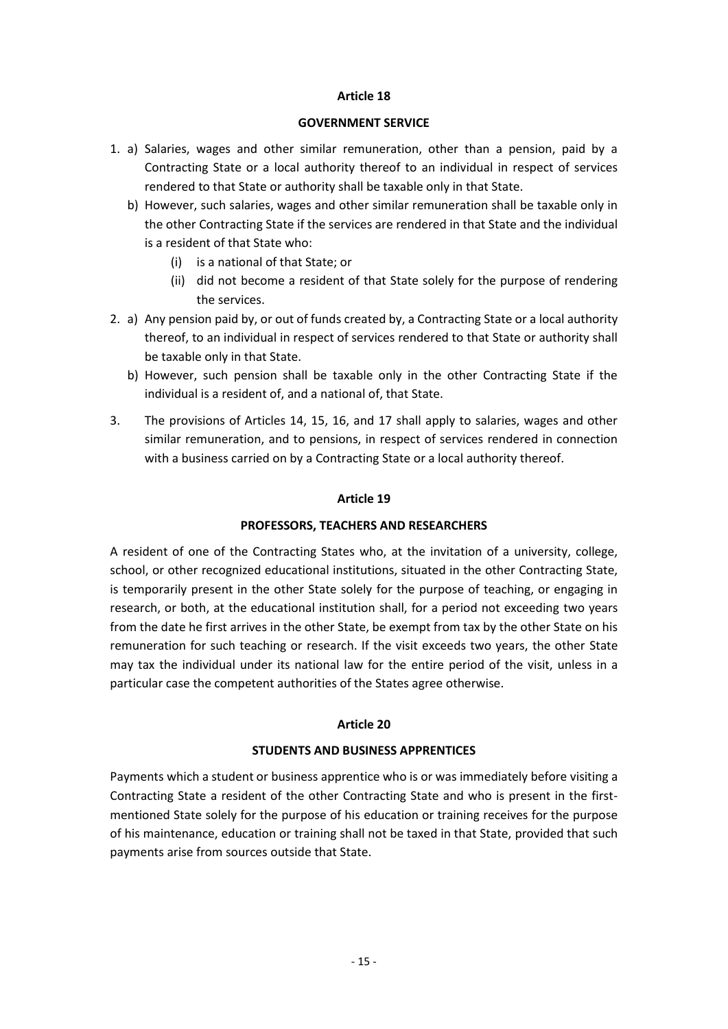## Article 18

### GOVERNMENT SERVICE

1. a) Salaries, wages and other similar remuneration, other than a pension, paid by a Contracting State or a local authority thereof to an individual in respect of services rendered to that State or authority shall be taxable only in that State.

   b) However, such salaries, wages and other similar remuneration shall be taxable only in the other Contracting State if the services are rendered in that State and the individual is a resident of that State who:

      (i) is a national of that State; or

      (ii) did not become a resident of that State solely for the purpose of rendering the services.

2. a) Any pension paid by, or out of funds created by, a Contracting State or a local authority thereof, to an individual in respect of services rendered to that State or authority shall be taxable only in that State.

   b) However, such pension shall be taxable only in the other Contracting State if the individual is a resident of, and a national of, that State.

3. The provisions of Articles 14, 15, 16, and 17 shall apply to salaries, wages and other similar remuneration, and to pensions, in respect of services rendered in connection with a business carried on by a Contracting State or a local authority thereof.

## Article 19

### PROFESSORS, TEACHERS AND RESEARCHERS

A resident of one of the Contracting States who, at the invitation of a university, college, school, or other recognized educational institutions, situated in the other Contracting State, is temporarily present in the other State solely for the purpose of teaching, or engaging in research, or both, at the educational institution shall, for a period not exceeding two years from the date he first arrives in the other State, be exempt from tax by the other State on his remuneration for such teaching or research. If the visit exceeds two years, the other State may tax the individual under its national law for the entire period of the visit, unless in a particular case the competent authorities of the States agree otherwise.

## Article 20

### STUDENTS AND BUSINESS APPRENTICES

Payments which a student or business apprentice who is or was immediately before visiting a Contracting State a resident of the other Contracting State and who is present in the first-mentioned State solely for the purpose of his education or training receives for the purpose of his maintenance, education or training shall not be taxed in that State, provided that such payments arise from sources outside that State.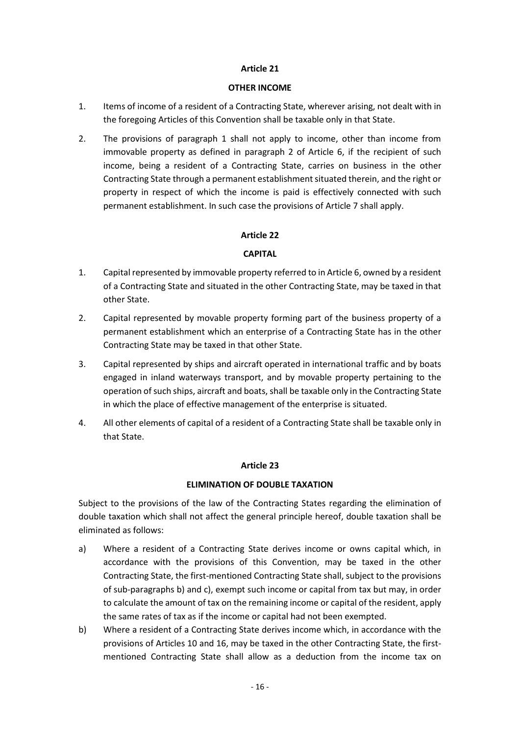## Article 21

### OTHER INCOME

1. Items of income of a resident of a Contracting State, wherever arising, not dealt with in the foregoing Articles of this Convention shall be taxable only in that State.
2. The provisions of paragraph 1 shall not apply to income, other than income from immovable property as defined in paragraph 2 of Article 6, if the recipient of such income, being a resident of a Contracting State, carries on business in the other Contracting State through a permanent establishment situated therein, and the right or property in respect of which the income is paid is effectively connected with such permanent establishment. In such case the provisions of Article 7 shall apply.

## Article 22

### CAPITAL

1. Capital represented by immovable property referred to in Article 6, owned by a resident of a Contracting State and situated in the other Contracting State, may be taxed in that other State.
2. Capital represented by movable property forming part of the business property of a permanent establishment which an enterprise of a Contracting State has in the other Contracting State may be taxed in that other State.
3. Capital represented by ships and aircraft operated in international traffic and by boats engaged in inland waterways transport, and by movable property pertaining to the operation of such ships, aircraft and boats, shall be taxable only in the Contracting State in which the place of effective management of the enterprise is situated.
4. All other elements of capital of a resident of a Contracting State shall be taxable only in that State.

## Article 23

### ELIMINATION OF DOUBLE TAXATION

Subject to the provisions of the law of the Contracting States regarding the elimination of double taxation which shall not affect the general principle hereof, double taxation shall be eliminated as follows:

a) Where a resident of a Contracting State derives income or owns capital which, in accordance with the provisions of this Convention, may be taxed in the other Contracting State, the first-mentioned Contracting State shall, subject to the provisions of sub-paragraphs b) and c), exempt such income or capital from tax but may, in order to calculate the amount of tax on the remaining income or capital of the resident, apply the same rates of tax as if the income or capital had not been exempted.

b) Where a resident of a Contracting State derives income which, in accordance with the provisions of Articles 10 and 16, may be taxed in the other Contracting State, the first-mentioned Contracting State shall allow as a deduction from the income tax on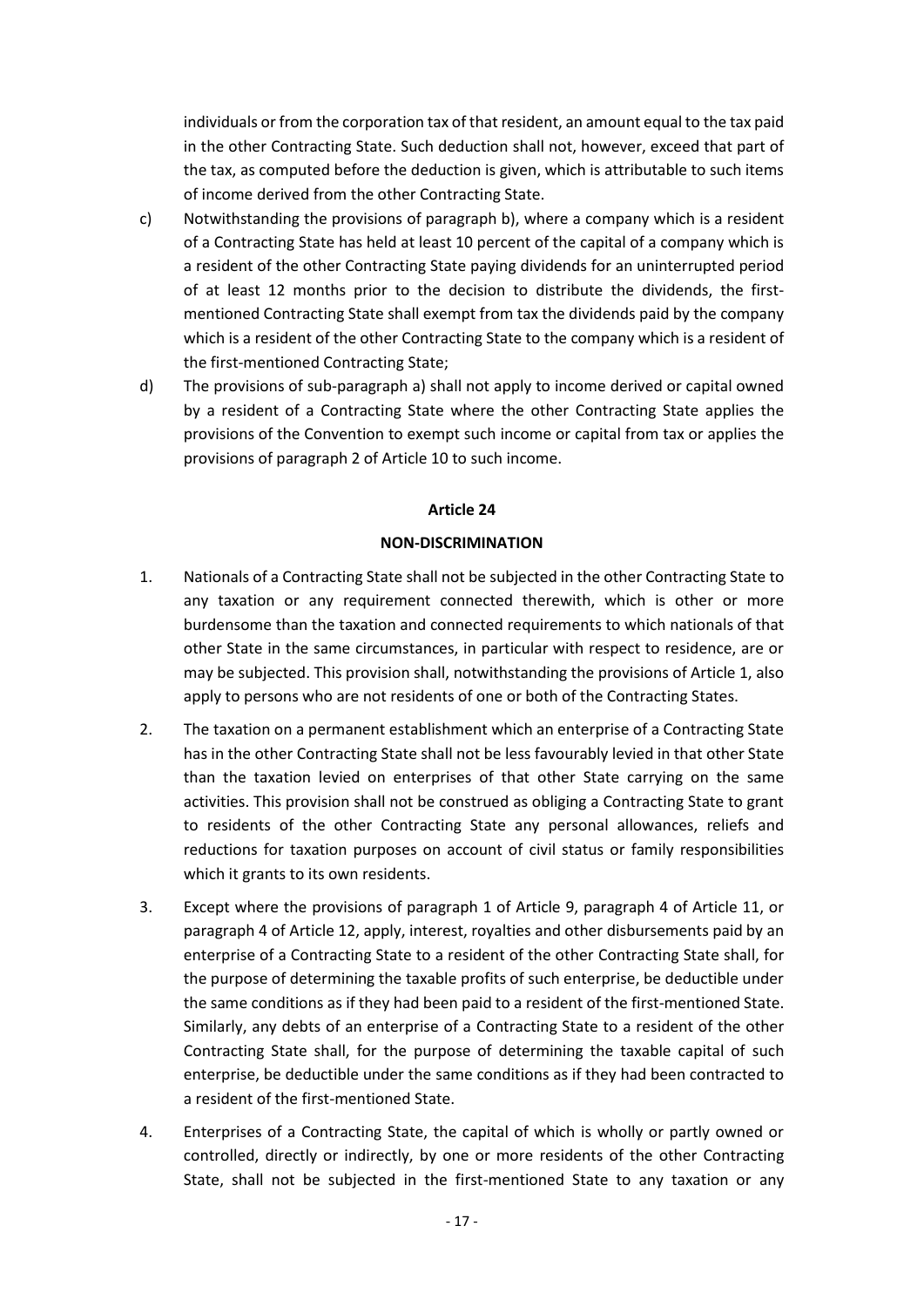individuals or from the corporation tax of that resident, an amount equal to the tax paid in the other Contracting State. Such deduction shall not, however, exceed that part of the tax, as computed before the deduction is given, which is attributable to such items of income derived from the other Contracting State.

c) Notwithstanding the provisions of paragraph b), where a company which is a resident of a Contracting State has held at least 10 percent of the capital of a company which is a resident of the other Contracting State paying dividends for an uninterrupted period of at least 12 months prior to the decision to distribute the dividends, the first-mentioned Contracting State shall exempt from tax the dividends paid by the company which is a resident of the other Contracting State to the company which is a resident of the first-mentioned Contracting State;

d) The provisions of sub-paragraph a) shall not apply to income derived or capital owned by a resident of a Contracting State where the other Contracting State applies the provisions of the Convention to exempt such income or capital from tax or applies the provisions of paragraph 2 of Article 10 to such income.

**Article 24**

**NON-DISCRIMINATION**

1. Nationals of a Contracting State shall not be subjected in the other Contracting State to any taxation or any requirement connected therewith, which is other or more burdensome than the taxation and connected requirements to which nationals of that other State in the same circumstances, in particular with respect to residence, are or may be subjected. This provision shall, notwithstanding the provisions of Article 1, also apply to persons who are not residents of one or both of the Contracting States.

2. The taxation on a permanent establishment which an enterprise of a Contracting State has in the other Contracting State shall not be less favourably levied in that other State than the taxation levied on enterprises of that other State carrying on the same activities. This provision shall not be construed as obliging a Contracting State to grant to residents of the other Contracting State any personal allowances, reliefs and reductions for taxation purposes on account of civil status or family responsibilities which it grants to its own residents.

3. Except where the provisions of paragraph 1 of Article 9, paragraph 4 of Article 11, or paragraph 4 of Article 12, apply, interest, royalties and other disbursements paid by an enterprise of a Contracting State to a resident of the other Contracting State shall, for the purpose of determining the taxable profits of such enterprise, be deductible under the same conditions as if they had been paid to a resident of the first-mentioned State. Similarly, any debts of an enterprise of a Contracting State to a resident of the other Contracting State shall, for the purpose of determining the taxable capital of such enterprise, be deductible under the same conditions as if they had been contracted to a resident of the first-mentioned State.

4. Enterprises of a Contracting State, the capital of which is wholly or partly owned or controlled, directly or indirectly, by one or more residents of the other Contracting State, shall not be subjected in the first-mentioned State to any taxation or any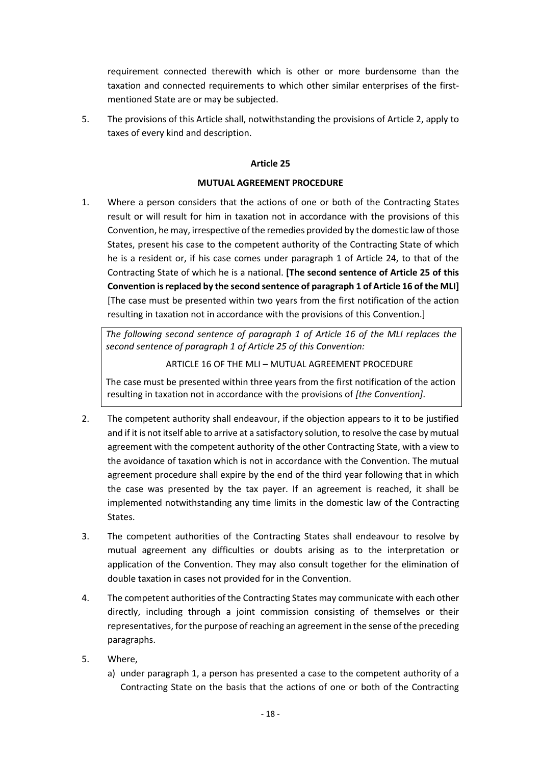requirement connected therewith which is other or more burdensome than the taxation and connected requirements to which other similar enterprises of the first-mentioned State are or may be subjected.

5. The provisions of this Article shall, notwithstanding the provisions of Article 2, apply to taxes of every kind and description.

### Article 25

### MUTUAL AGREEMENT PROCEDURE

1. Where a person considers that the actions of one or both of the Contracting States result or will result for him in taxation not in accordance with the provisions of this Convention, he may, irrespective of the remedies provided by the domestic law of those States, present his case to the competent authority of the Contracting State of which he is a resident or, if his case comes under paragraph 1 of Article 24, to that of the Contracting State of which he is a national. **[The second sentence of Article 25 of this Convention is replaced by the second sentence of paragraph 1 of Article 16 of the MLI]** [The case must be presented within two years from the first notification of the action resulting in taxation not in accordance with the provisions of this Convention.]

> *The following second sentence of paragraph 1 of Article 16 of the MLI replaces the second sentence of paragraph 1 of Article 25 of this Convention:*
>
> ARTICLE 16 OF THE MLI – MUTUAL AGREEMENT PROCEDURE
>
> The case must be presented within three years from the first notification of the action resulting in taxation not in accordance with the provisions of *[the Convention]*.

2. The competent authority shall endeavour, if the objection appears to it to be justified and if it is not itself able to arrive at a satisfactory solution, to resolve the case by mutual agreement with the competent authority of the other Contracting State, with a view to the avoidance of taxation which is not in accordance with the Convention. The mutual agreement procedure shall expire by the end of the third year following that in which the case was presented by the tax payer. If an agreement is reached, it shall be implemented notwithstanding any time limits in the domestic law of the Contracting States.

3. The competent authorities of the Contracting States shall endeavour to resolve by mutual agreement any difficulties or doubts arising as to the interpretation or application of the Convention. They may also consult together for the elimination of double taxation in cases not provided for in the Convention.

4. The competent authorities of the Contracting States may communicate with each other directly, including through a joint commission consisting of themselves or their representatives, for the purpose of reaching an agreement in the sense of the preceding paragraphs.

5. Where,
   a) under paragraph 1, a person has presented a case to the competent authority of a Contracting State on the basis that the actions of one or both of the Contracting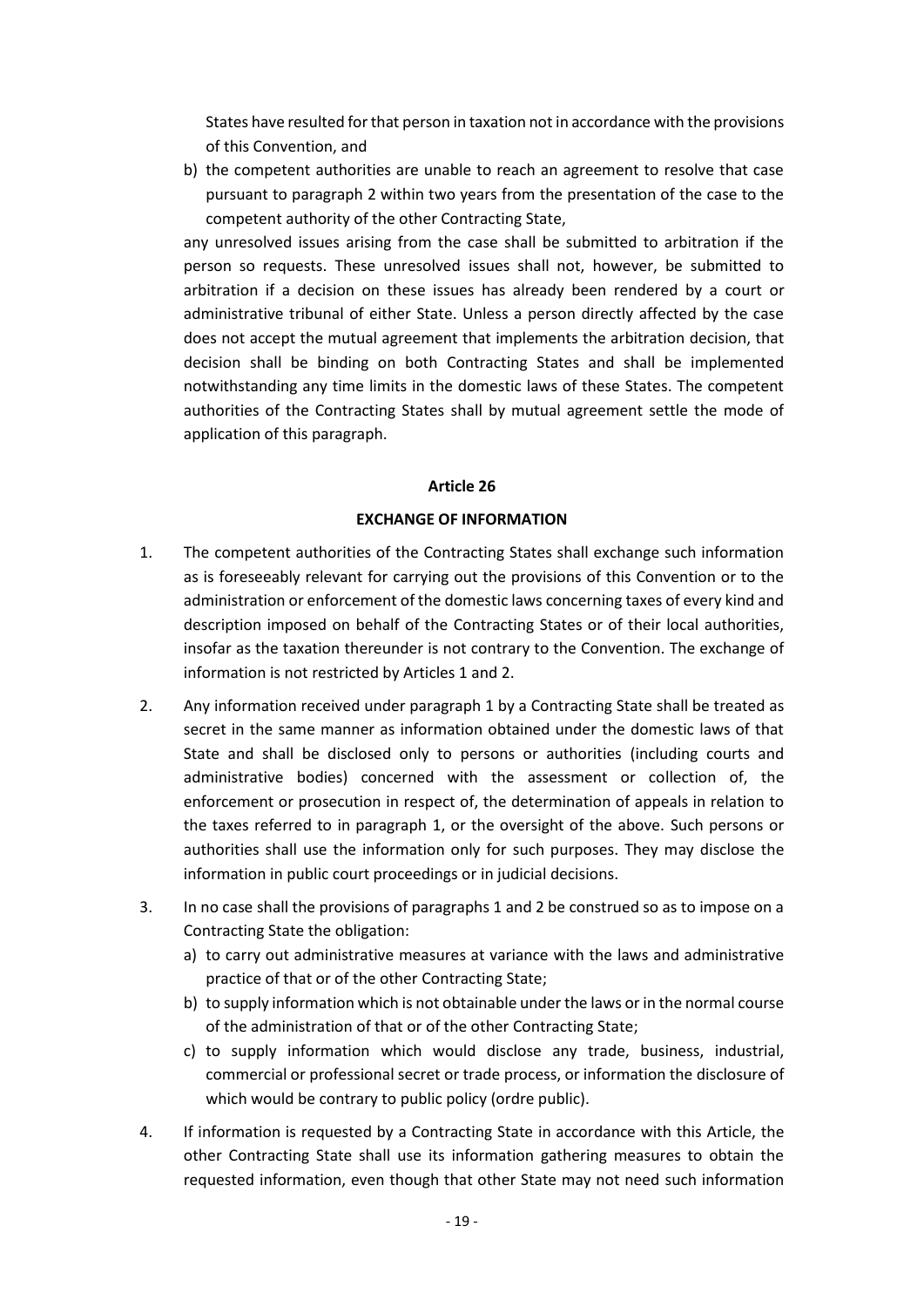States have resulted for that person in taxation not in accordance with the provisions of this Convention, and

b) the competent authorities are unable to reach an agreement to resolve that case pursuant to paragraph 2 within two years from the presentation of the case to the competent authority of the other Contracting State,

any unresolved issues arising from the case shall be submitted to arbitration if the person so requests. These unresolved issues shall not, however, be submitted to arbitration if a decision on these issues has already been rendered by a court or administrative tribunal of either State. Unless a person directly affected by the case does not accept the mutual agreement that implements the arbitration decision, that decision shall be binding on both Contracting States and shall be implemented notwithstanding any time limits in the domestic laws of these States. The competent authorities of the Contracting States shall by mutual agreement settle the mode of application of this paragraph.

**Article 26**

**EXCHANGE OF INFORMATION**

1. The competent authorities of the Contracting States shall exchange such information as is foreseeably relevant for carrying out the provisions of this Convention or to the administration or enforcement of the domestic laws concerning taxes of every kind and description imposed on behalf of the Contracting States or of their local authorities, insofar as the taxation thereunder is not contrary to the Convention. The exchange of information is not restricted by Articles 1 and 2.

2. Any information received under paragraph 1 by a Contracting State shall be treated as secret in the same manner as information obtained under the domestic laws of that State and shall be disclosed only to persons or authorities (including courts and administrative bodies) concerned with the assessment or collection of, the enforcement or prosecution in respect of, the determination of appeals in relation to the taxes referred to in paragraph 1, or the oversight of the above. Such persons or authorities shall use the information only for such purposes. They may disclose the information in public court proceedings or in judicial decisions.

3. In no case shall the provisions of paragraphs 1 and 2 be construed so as to impose on a Contracting State the obligation:
   a) to carry out administrative measures at variance with the laws and administrative practice of that or of the other Contracting State;
   b) to supply information which is not obtainable under the laws or in the normal course of the administration of that or of the other Contracting State;
   c) to supply information which would disclose any trade, business, industrial, commercial or professional secret or trade process, or information the disclosure of which would be contrary to public policy (ordre public).

4. If information is requested by a Contracting State in accordance with this Article, the other Contracting State shall use its information gathering measures to obtain the requested information, even though that other State may not need such information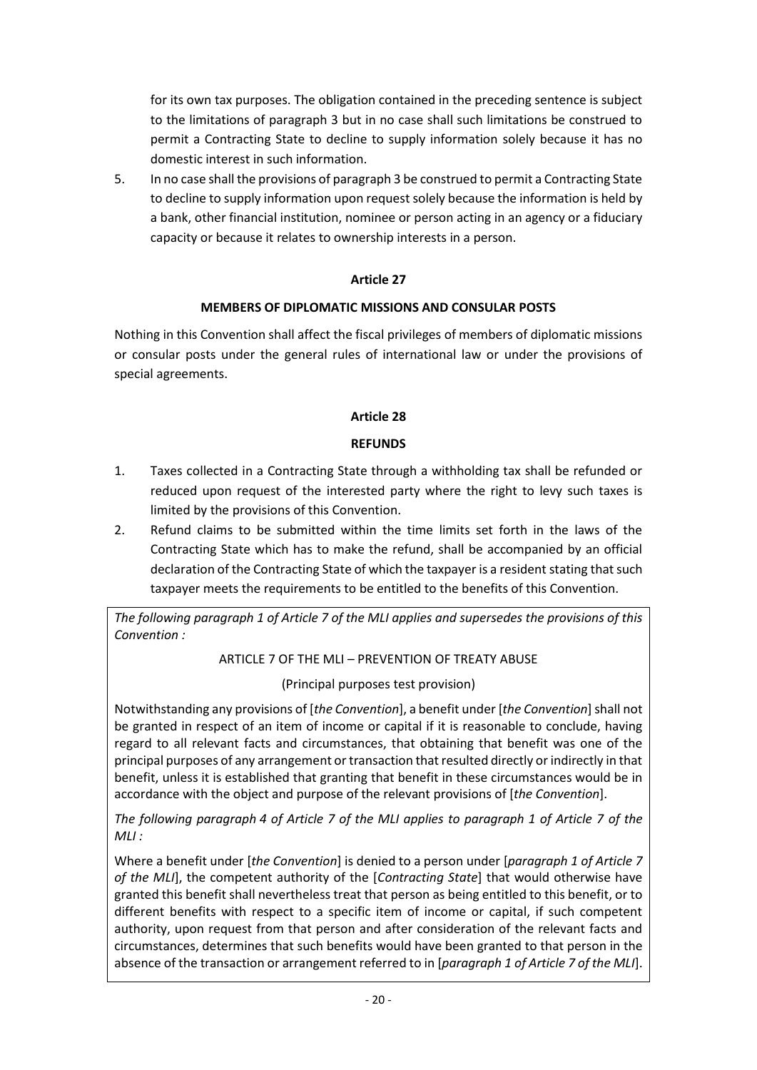for its own tax purposes. The obligation contained in the preceding sentence is subject to the limitations of paragraph 3 but in no case shall such limitations be construed to permit a Contracting State to decline to supply information solely because it has no domestic interest in such information.

5. In no case shall the provisions of paragraph 3 be construed to permit a Contracting State to decline to supply information upon request solely because the information is held by a bank, other financial institution, nominee or person acting in an agency or a fiduciary capacity or because it relates to ownership interests in a person.

**Article 27**

**MEMBERS OF DIPLOMATIC MISSIONS AND CONSULAR POSTS**

Nothing in this Convention shall affect the fiscal privileges of members of diplomatic missions or consular posts under the general rules of international law or under the provisions of special agreements.

**Article 28**

**REFUNDS**

1. Taxes collected in a Contracting State through a withholding tax shall be refunded or reduced upon request of the interested party where the right to levy such taxes is limited by the provisions of this Convention.
2. Refund claims to be submitted within the time limits set forth in the laws of the Contracting State which has to make the refund, shall be accompanied by an official declaration of the Contracting State of which the taxpayer is a resident stating that such taxpayer meets the requirements to be entitled to the benefits of this Convention.

*The following paragraph 1 of Article 7 of the MLI applies and supersedes the provisions of this Convention :*

ARTICLE 7 OF THE MLI – PREVENTION OF TREATY ABUSE

(Principal purposes test provision)

Notwithstanding any provisions of [*the Convention*], a benefit under [*the Convention*] shall not be granted in respect of an item of income or capital if it is reasonable to conclude, having regard to all relevant facts and circumstances, that obtaining that benefit was one of the principal purposes of any arrangement or transaction that resulted directly or indirectly in that benefit, unless it is established that granting that benefit in these circumstances would be in accordance with the object and purpose of the relevant provisions of [*the Convention*].

*The following paragraph 4 of Article 7 of the MLI applies to paragraph 1 of Article 7 of the MLI :*

Where a benefit under [*the Convention*] is denied to a person under [*paragraph 1 of Article 7 of the MLI*], the competent authority of the [*Contracting State*] that would otherwise have granted this benefit shall nevertheless treat that person as being entitled to this benefit, or to different benefits with respect to a specific item of income or capital, if such competent authority, upon request from that person and after consideration of the relevant facts and circumstances, determines that such benefits would have been granted to that person in the absence of the transaction or arrangement referred to in [*paragraph 1 of Article 7 of the MLI*].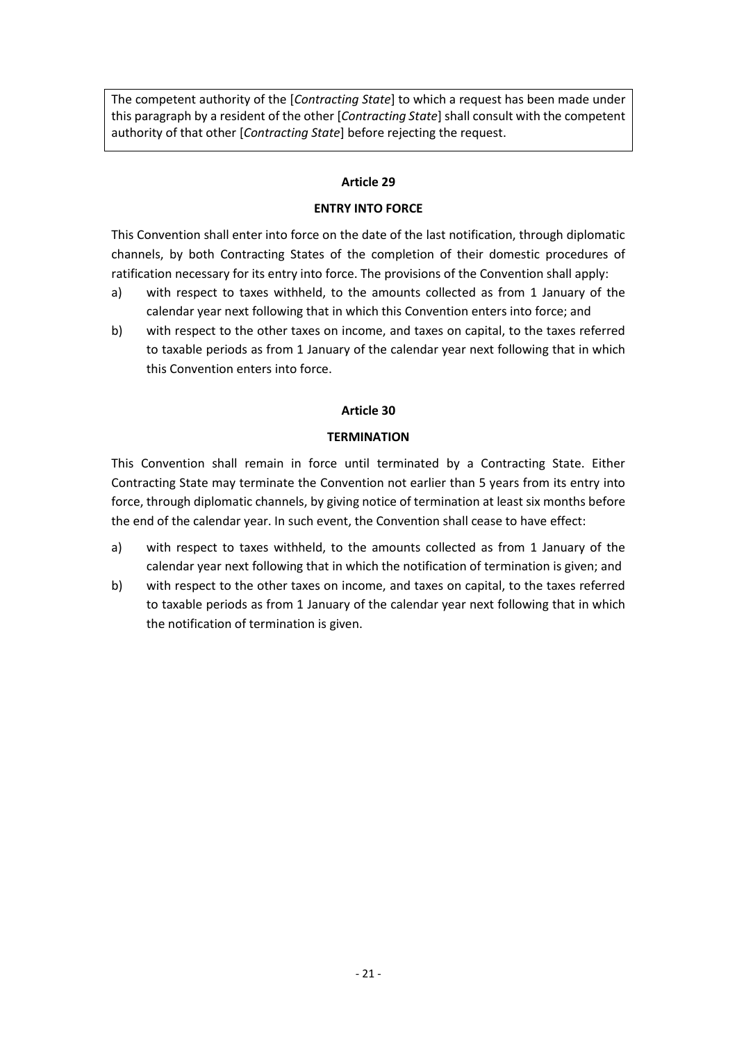The competent authority of the [*Contracting State*] to which a request has been made under this paragraph by a resident of the other [*Contracting State*] shall consult with the competent authority of that other [*Contracting State*] before rejecting the request.

**Article 29**

**ENTRY INTO FORCE**

This Convention shall enter into force on the date of the last notification, through diplomatic channels, by both Contracting States of the completion of their domestic procedures of ratification necessary for its entry into force. The provisions of the Convention shall apply:

a) with respect to taxes withheld, to the amounts collected as from 1 January of the calendar year next following that in which this Convention enters into force; and

b) with respect to the other taxes on income, and taxes on capital, to the taxes referred to taxable periods as from 1 January of the calendar year next following that in which this Convention enters into force.

**Article 30**

**TERMINATION**

This Convention shall remain in force until terminated by a Contracting State. Either Contracting State may terminate the Convention not earlier than 5 years from its entry into force, through diplomatic channels, by giving notice of termination at least six months before the end of the calendar year. In such event, the Convention shall cease to have effect:

a) with respect to taxes withheld, to the amounts collected as from 1 January of the calendar year next following that in which the notification of termination is given; and

b) with respect to the other taxes on income, and taxes on capital, to the taxes referred to taxable periods as from 1 January of the calendar year next following that in which the notification of termination is given.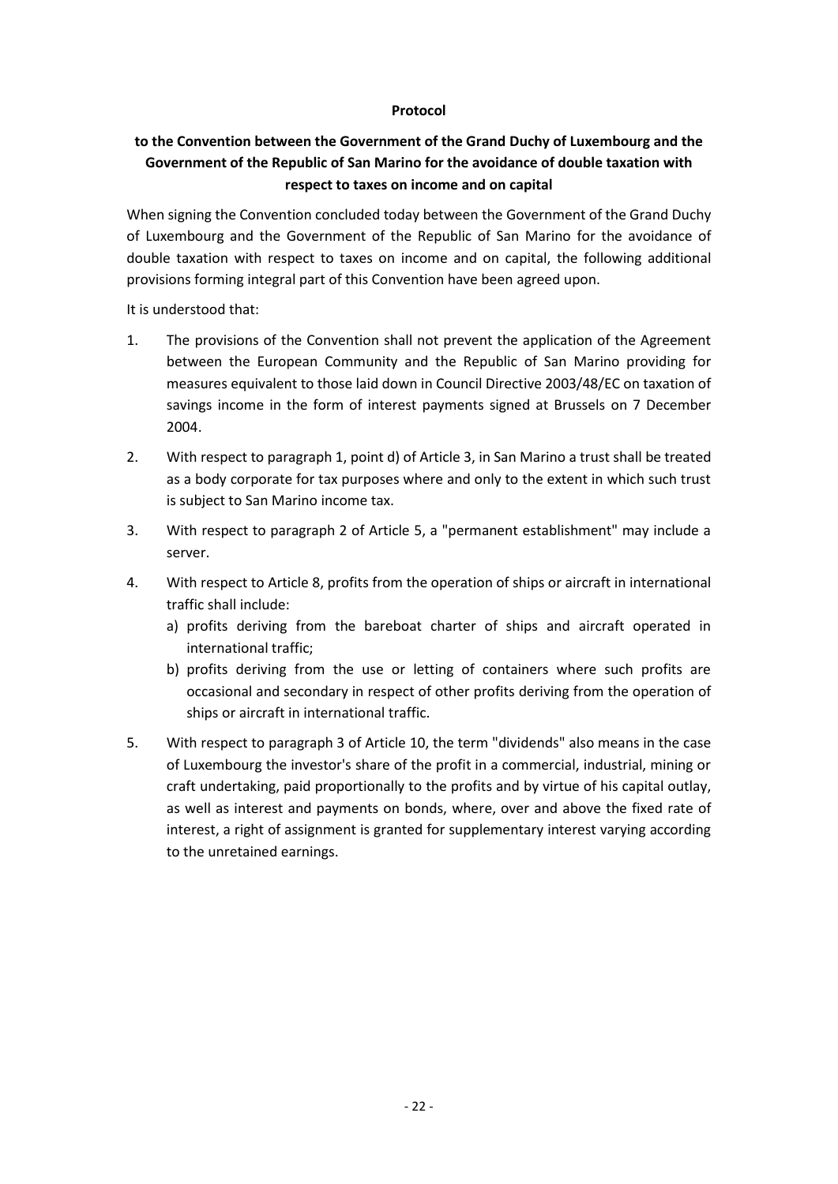**Protocol**

**to the Convention between the Government of the Grand Duchy of Luxembourg and the Government of the Republic of San Marino for the avoidance of double taxation with respect to taxes on income and on capital**

When signing the Convention concluded today between the Government of the Grand Duchy of Luxembourg and the Government of the Republic of San Marino for the avoidance of double taxation with respect to taxes on income and on capital, the following additional provisions forming integral part of this Convention have been agreed upon.

It is understood that:

1. The provisions of the Convention shall not prevent the application of the Agreement between the European Community and the Republic of San Marino providing for measures equivalent to those laid down in Council Directive 2003/48/EC on taxation of savings income in the form of interest payments signed at Brussels on 7 December 2004.

2. With respect to paragraph 1, point d) of Article 3, in San Marino a trust shall be treated as a body corporate for tax purposes where and only to the extent in which such trust is subject to San Marino income tax.

3. With respect to paragraph 2 of Article 5, a "permanent establishment" may include a server.

4. With respect to Article 8, profits from the operation of ships or aircraft in international traffic shall include:
   a) profits deriving from the bareboat charter of ships and aircraft operated in international traffic;
   b) profits deriving from the use or letting of containers where such profits are occasional and secondary in respect of other profits deriving from the operation of ships or aircraft in international traffic.

5. With respect to paragraph 3 of Article 10, the term "dividends" also means in the case of Luxembourg the investor's share of the profit in a commercial, industrial, mining or craft undertaking, paid proportionally to the profits and by virtue of his capital outlay, as well as interest and payments on bonds, where, over and above the fixed rate of interest, a right of assignment is granted for supplementary interest varying according to the unretained earnings.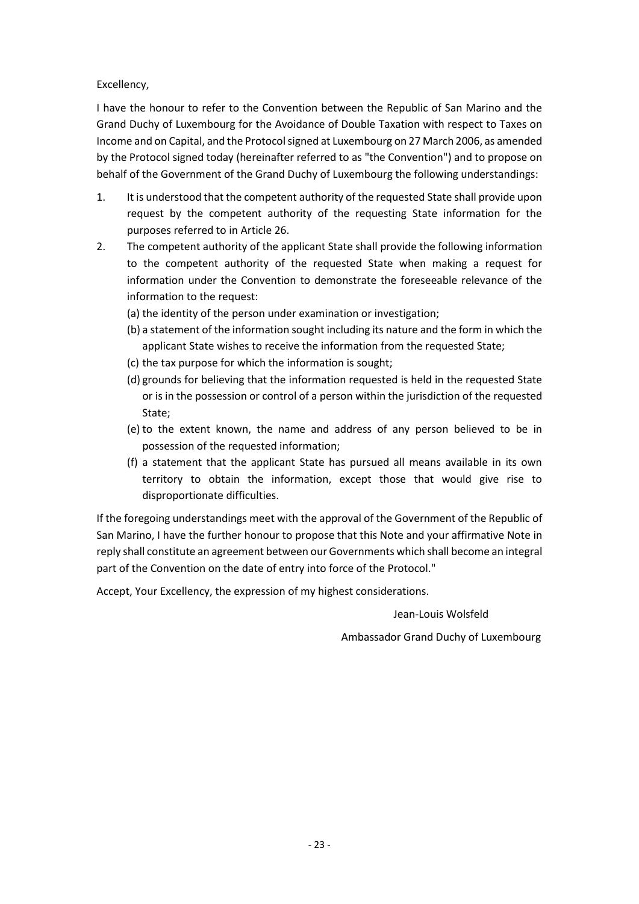Excellency,

I have the honour to refer to the Convention between the Republic of San Marino and the Grand Duchy of Luxembourg for the Avoidance of Double Taxation with respect to Taxes on Income and on Capital, and the Protocol signed at Luxembourg on 27 March 2006, as amended by the Protocol signed today (hereinafter referred to as "the Convention") and to propose on behalf of the Government of the Grand Duchy of Luxembourg the following understandings:

1. It is understood that the competent authority of the requested State shall provide upon request by the competent authority of the requesting State information for the purposes referred to in Article 26.
2. The competent authority of the applicant State shall provide the following information to the competent authority of the requested State when making a request for information under the Convention to demonstrate the foreseeable relevance of the information to the request:
   (a) the identity of the person under examination or investigation;
   (b) a statement of the information sought including its nature and the form in which the applicant State wishes to receive the information from the requested State;
   (c) the tax purpose for which the information is sought;
   (d) grounds for believing that the information requested is held in the requested State or is in the possession or control of a person within the jurisdiction of the requested State;
   (e) to the extent known, the name and address of any person believed to be in possession of the requested information;
   (f) a statement that the applicant State has pursued all means available in its own territory to obtain the information, except those that would give rise to disproportionate difficulties.

If the foregoing understandings meet with the approval of the Government of the Republic of San Marino, I have the further honour to propose that this Note and your affirmative Note in reply shall constitute an agreement between our Governments which shall become an integral part of the Convention on the date of entry into force of the Protocol."

Accept, Your Excellency, the expression of my highest considerations.

Jean-Louis Wolsfeld

Ambassador Grand Duchy of Luxembourg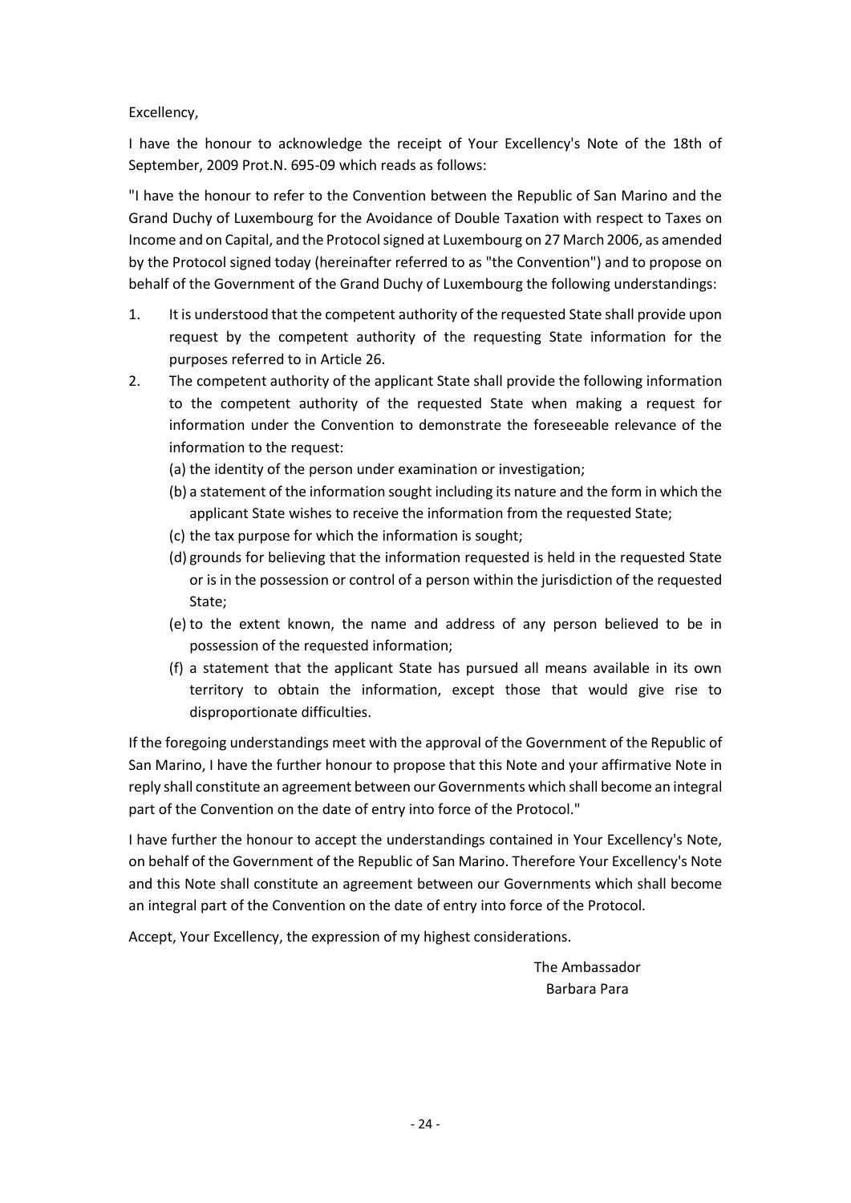Excellency,

I have the honour to acknowledge the receipt of Your Excellency's Note of the 18th of September, 2009 Prot.N. 695-09 which reads as follows:

"I have the honour to refer to the Convention between the Republic of San Marino and the Grand Duchy of Luxembourg for the Avoidance of Double Taxation with respect to Taxes on Income and on Capital, and the Protocol signed at Luxembourg on 27 March 2006, as amended by the Protocol signed today (hereinafter referred to as "the Convention") and to propose on behalf of the Government of the Grand Duchy of Luxembourg the following understandings:

1. It is understood that the competent authority of the requested State shall provide upon request by the competent authority of the requesting State information for the purposes referred to in Article 26.
2. The competent authority of the applicant State shall provide the following information to the competent authority of the requested State when making a request for information under the Convention to demonstrate the foreseeable relevance of the information to the request:
   (a) the identity of the person under examination or investigation;
   (b) a statement of the information sought including its nature and the form in which the applicant State wishes to receive the information from the requested State;
   (c) the tax purpose for which the information is sought;
   (d) grounds for believing that the information requested is held in the requested State or is in the possession or control of a person within the jurisdiction of the requested State;
   (e) to the extent known, the name and address of any person believed to be in possession of the requested information;
   (f) a statement that the applicant State has pursued all means available in its own territory to obtain the information, except those that would give rise to disproportionate difficulties.

If the foregoing understandings meet with the approval of the Government of the Republic of San Marino, I have the further honour to propose that this Note and your affirmative Note in reply shall constitute an agreement between our Governments which shall become an integral part of the Convention on the date of entry into force of the Protocol."

I have further the honour to accept the understandings contained in Your Excellency's Note, on behalf of the Government of the Republic of San Marino. Therefore Your Excellency's Note and this Note shall constitute an agreement between our Governments which shall become an integral part of the Convention on the date of entry into force of the Protocol.

Accept, Your Excellency, the expression of my highest considerations.

The Ambassador
Barbara Para